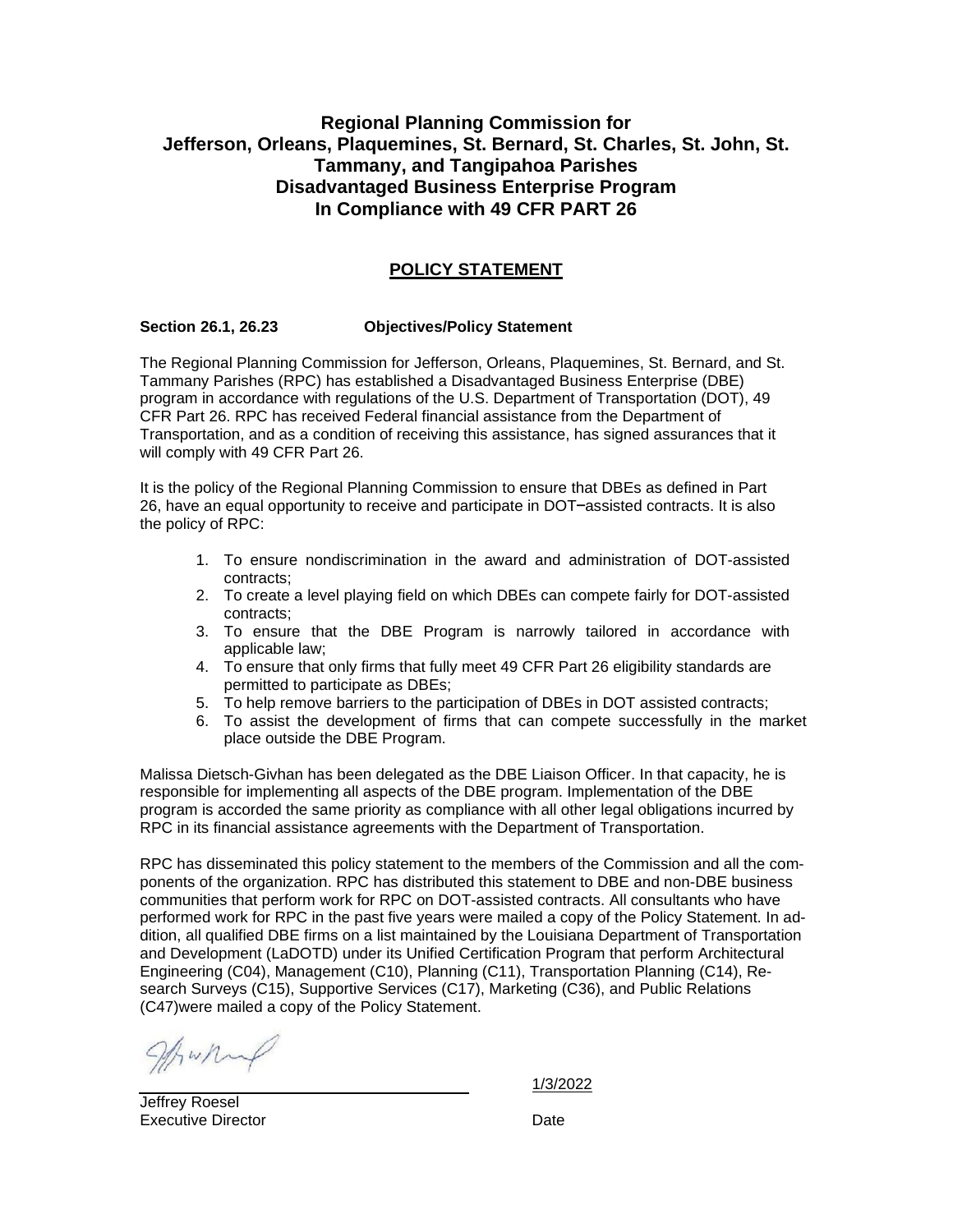**Regional Planning Commission for**
**Jefferson, Orleans, Plaquemines, St. Bernard, St. Charles, St. John, St. Tammany, and Tangipahoa Parishes**
**Disadvantaged Business Enterprise Program**
**In Compliance with 49 CFR PART 26**

## POLICY STATEMENT

**Section 26.1, 26.23 Objectives/Policy Statement**

The Regional Planning Commission for Jefferson, Orleans, Plaquemines, St. Bernard, and St. Tammany Parishes (RPC) has established a Disadvantaged Business Enterprise (DBE) program in accordance with regulations of the U.S. Department of Transportation (DOT), 49 CFR Part 26. RPC has received Federal financial assistance from the Department of Transportation, and as a condition of receiving this assistance, has signed assurances that it will comply with 49 CFR Part 26.

It is the policy of the Regional Planning Commission to ensure that DBEs as defined in Part 26, have an equal opportunity to receive and participate in DOT–assisted contracts. It is also the policy of RPC:

1. To ensure nondiscrimination in the award and administration of DOT-assisted contracts;
2. To create a level playing field on which DBEs can compete fairly for DOT-assisted contracts;
3. To ensure that the DBE Program is narrowly tailored in accordance with applicable law;
4. To ensure that only firms that fully meet 49 CFR Part 26 eligibility standards are permitted to participate as DBEs;
5. To help remove barriers to the participation of DBEs in DOT assisted contracts;
6. To assist the development of firms that can compete successfully in the market place outside the DBE Program.

Malissa Dietsch-Givhan has been delegated as the DBE Liaison Officer. In that capacity, he is responsible for implementing all aspects of the DBE program. Implementation of the DBE program is accorded the same priority as compliance with all other legal obligations incurred by RPC in its financial assistance agreements with the Department of Transportation.

RPC has disseminated this policy statement to the members of the Commission and all the components of the organization. RPC has distributed this statement to DBE and non-DBE business communities that perform work for RPC on DOT-assisted contracts. All consultants who have performed work for RPC in the past five years were mailed a copy of the Policy Statement. In addition, all qualified DBE firms on a list maintained by the Louisiana Department of Transportation and Development (LaDOTD) under its Unified Certification Program that perform Architectural Engineering (C04), Management (C10), Planning (C11), Transportation Planning (C14), Research Surveys (C15), Supportive Services (C17), Marketing (C36), and Public Relations (C47)were mailed a copy of the Policy Statement.

Jeffrey Roesel
Executive Director

1/3/2022
Date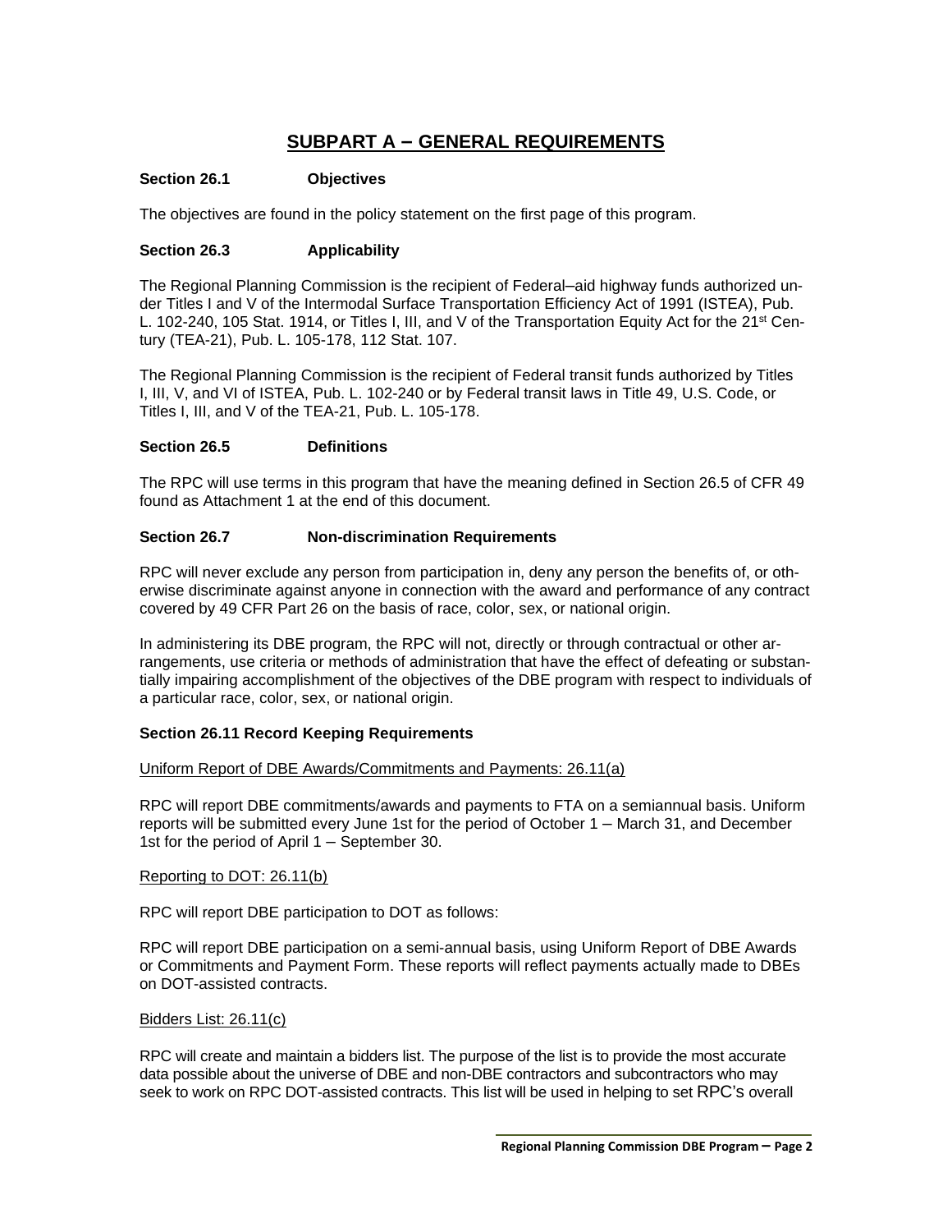# SUBPART A – GENERAL REQUIREMENTS

### Section 26.1 Objectives

The objectives are found in the policy statement on the first page of this program.

### Section 26.3 Applicability

The Regional Planning Commission is the recipient of Federal–aid highway funds authorized under Titles I and V of the Intermodal Surface Transportation Efficiency Act of 1991 (ISTEA), Pub. L. 102-240, 105 Stat. 1914, or Titles I, III, and V of the Transportation Equity Act for the 21st Century (TEA-21), Pub. L. 105-178, 112 Stat. 107.

The Regional Planning Commission is the recipient of Federal transit funds authorized by Titles I, III, V, and VI of ISTEA, Pub. L. 102-240 or by Federal transit laws in Title 49, U.S. Code, or Titles I, III, and V of the TEA-21, Pub. L. 105-178.

### Section 26.5 Definitions

The RPC will use terms in this program that have the meaning defined in Section 26.5 of CFR 49 found as Attachment 1 at the end of this document.

### Section 26.7 Non-discrimination Requirements

RPC will never exclude any person from participation in, deny any person the benefits of, or otherwise discriminate against anyone in connection with the award and performance of any contract covered by 49 CFR Part 26 on the basis of race, color, sex, or national origin.

In administering its DBE program, the RPC will not, directly or through contractual or other arrangements, use criteria or methods of administration that have the effect of defeating or substantially impairing accomplishment of the objectives of the DBE program with respect to individuals of a particular race, color, sex, or national origin.

### Section 26.11 Record Keeping Requirements

Uniform Report of DBE Awards/Commitments and Payments: 26.11(a)

RPC will report DBE commitments/awards and payments to FTA on a semiannual basis. Uniform reports will be submitted every June 1st for the period of October 1 – March 31, and December 1st for the period of April 1 – September 30.

Reporting to DOT: 26.11(b)

RPC will report DBE participation to DOT as follows:

RPC will report DBE participation on a semi-annual basis, using Uniform Report of DBE Awards or Commitments and Payment Form. These reports will reflect payments actually made to DBEs on DOT-assisted contracts.

Bidders List: 26.11(c)

RPC will create and maintain a bidders list. The purpose of the list is to provide the most accurate data possible about the universe of DBE and non-DBE contractors and subcontractors who may seek to work on RPC DOT-assisted contracts. This list will be used in helping to set RPC's overall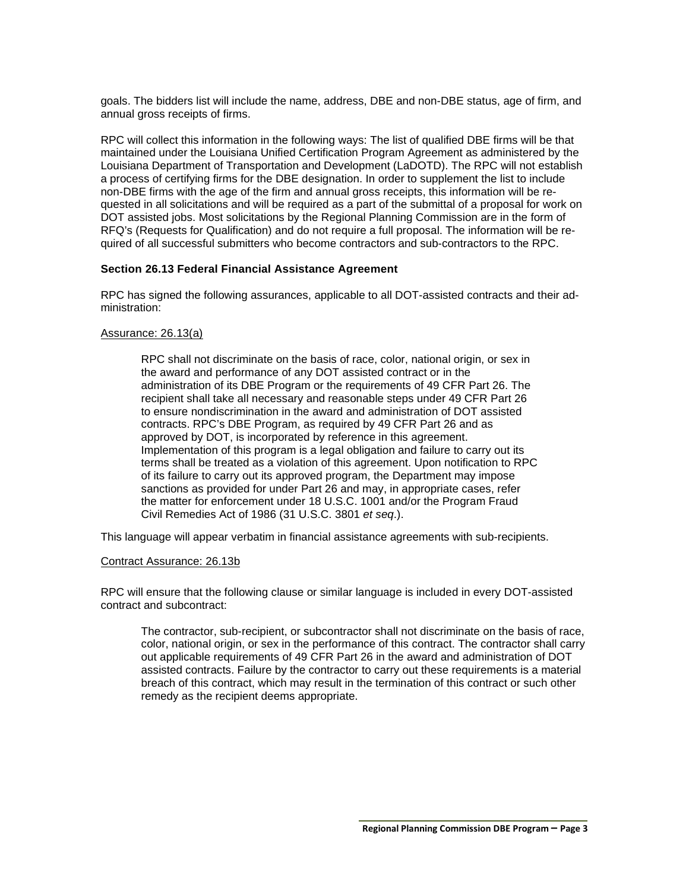goals. The bidders list will include the name, address, DBE and non-DBE status, age of firm, and annual gross receipts of firms.

RPC will collect this information in the following ways: The list of qualified DBE firms will be that maintained under the Louisiana Unified Certification Program Agreement as administered by the Louisiana Department of Transportation and Development (LaDOTD). The RPC will not establish a process of certifying firms for the DBE designation. In order to supplement the list to include non-DBE firms with the age of the firm and annual gross receipts, this information will be requested in all solicitations and will be required as a part of the submittal of a proposal for work on DOT assisted jobs. Most solicitations by the Regional Planning Commission are in the form of RFQ's (Requests for Qualification) and do not require a full proposal. The information will be required of all successful submitters who become contractors and sub-contractors to the RPC.

### Section 26.13 Federal Financial Assistance Agreement

RPC has signed the following assurances, applicable to all DOT-assisted contracts and their administration:

Assurance: 26.13(a)

> RPC shall not discriminate on the basis of race, color, national origin, or sex in the award and performance of any DOT assisted contract or in the administration of its DBE Program or the requirements of 49 CFR Part 26. The recipient shall take all necessary and reasonable steps under 49 CFR Part 26 to ensure nondiscrimination in the award and administration of DOT assisted contracts. RPC's DBE Program, as required by 49 CFR Part 26 and as approved by DOT, is incorporated by reference in this agreement. Implementation of this program is a legal obligation and failure to carry out its terms shall be treated as a violation of this agreement. Upon notification to RPC of its failure to carry out its approved program, the Department may impose sanctions as provided for under Part 26 and may, in appropriate cases, refer the matter for enforcement under 18 U.S.C. 1001 and/or the Program Fraud Civil Remedies Act of 1986 (31 U.S.C. 3801 *et seq*.).

This language will appear verbatim in financial assistance agreements with sub-recipients.

Contract Assurance: 26.13b

RPC will ensure that the following clause or similar language is included in every DOT-assisted contract and subcontract:

> The contractor, sub-recipient, or subcontractor shall not discriminate on the basis of race, color, national origin, or sex in the performance of this contract. The contractor shall carry out applicable requirements of 49 CFR Part 26 in the award and administration of DOT assisted contracts. Failure by the contractor to carry out these requirements is a material breach of this contract, which may result in the termination of this contract or such other remedy as the recipient deems appropriate.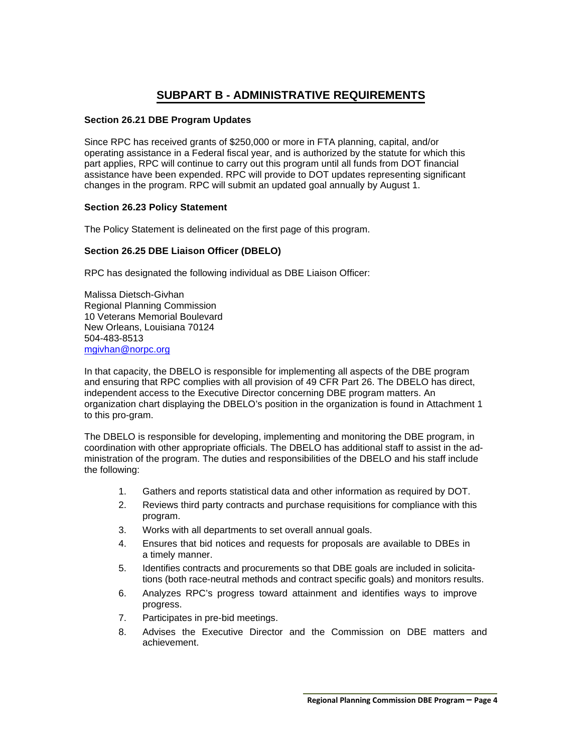## SUBPART B - ADMINISTRATIVE REQUIREMENTS

### Section 26.21 DBE Program Updates

Since RPC has received grants of $250,000 or more in FTA planning, capital, and/or operating assistance in a Federal fiscal year, and is authorized by the statute for which this part applies, RPC will continue to carry out this program until all funds from DOT financial assistance have been expended. RPC will provide to DOT updates representing significant changes in the program. RPC will submit an updated goal annually by August 1.

### Section 26.23 Policy Statement

The Policy Statement is delineated on the first page of this program.

### Section 26.25 DBE Liaison Officer (DBELO)

RPC has designated the following individual as DBE Liaison Officer:

Malissa Dietsch-Givhan
Regional Planning Commission
10 Veterans Memorial Boulevard
New Orleans, Louisiana 70124
504-483-8513
mgivhan@norpc.org

In that capacity, the DBELO is responsible for implementing all aspects of the DBE program and ensuring that RPC complies with all provision of 49 CFR Part 26. The DBELO has direct, independent access to the Executive Director concerning DBE program matters. An organization chart displaying the DBELO's position in the organization is found in Attachment 1 to this pro-gram.

The DBELO is responsible for developing, implementing and monitoring the DBE program, in coordination with other appropriate officials. The DBELO has additional staff to assist in the ad-ministration of the program. The duties and responsibilities of the DBELO and his staff include the following:

1. Gathers and reports statistical data and other information as required by DOT.
2. Reviews third party contracts and purchase requisitions for compliance with this program.
3. Works with all departments to set overall annual goals.
4. Ensures that bid notices and requests for proposals are available to DBEs in a timely manner.
5. Identifies contracts and procurements so that DBE goals are included in solicita-tions (both race-neutral methods and contract specific goals) and monitors results.
6. Analyzes RPC's progress toward attainment and identifies ways to improve progress.
7. Participates in pre-bid meetings.
8. Advises the Executive Director and the Commission on DBE matters and achievement.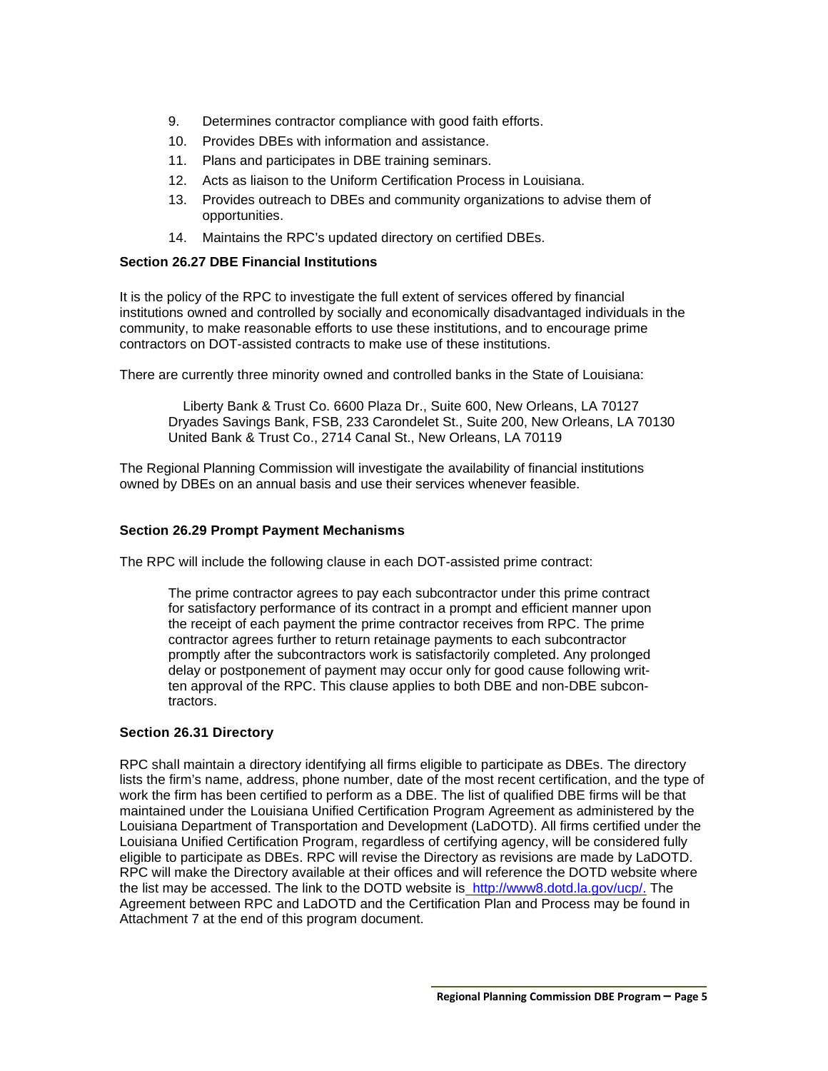9. Determines contractor compliance with good faith efforts.
10. Provides DBEs with information and assistance.
11. Plans and participates in DBE training seminars.
12. Acts as liaison to the Uniform Certification Process in Louisiana.
13. Provides outreach to DBEs and community organizations to advise them of opportunities.
14. Maintains the RPC's updated directory on certified DBEs.

**Section 26.27 DBE Financial Institutions**

It is the policy of the RPC to investigate the full extent of services offered by financial institutions owned and controlled by socially and economically disadvantaged individuals in the community, to make reasonable efforts to use these institutions, and to encourage prime contractors on DOT-assisted contracts to make use of these institutions.

There are currently three minority owned and controlled banks in the State of Louisiana:

> Liberty Bank & Trust Co. 6600 Plaza Dr., Suite 600, New Orleans, LA 70127
> Dryades Savings Bank, FSB, 233 Carondelet St., Suite 200, New Orleans, LA 70130
> United Bank & Trust Co., 2714 Canal St., New Orleans, LA 70119

The Regional Planning Commission will investigate the availability of financial institutions owned by DBEs on an annual basis and use their services whenever feasible.

**Section 26.29 Prompt Payment Mechanisms**

The RPC will include the following clause in each DOT-assisted prime contract:

> The prime contractor agrees to pay each subcontractor under this prime contract for satisfactory performance of its contract in a prompt and efficient manner upon the receipt of each payment the prime contractor receives from RPC. The prime contractor agrees further to return retainage payments to each subcontractor promptly after the subcontractors work is satisfactorily completed. Any prolonged delay or postponement of payment may occur only for good cause following written approval of the RPC. This clause applies to both DBE and non-DBE subcontractors.

**Section 26.31 Directory**

RPC shall maintain a directory identifying all firms eligible to participate as DBEs. The directory lists the firm's name, address, phone number, date of the most recent certification, and the type of work the firm has been certified to perform as a DBE. The list of qualified DBE firms will be that maintained under the Louisiana Unified Certification Program Agreement as administered by the Louisiana Department of Transportation and Development (LaDOTD). All firms certified under the Louisiana Unified Certification Program, regardless of certifying agency, will be considered fully eligible to participate as DBEs. RPC will revise the Directory as revisions are made by LaDOTD. RPC will make the Directory available at their offices and will reference the DOTD website where the list may be accessed. The link to the DOTD website is http://www8.dotd.la.gov/ucp/. The Agreement between RPC and LaDOTD and the Certification Plan and Process may be found in Attachment 7 at the end of this program document.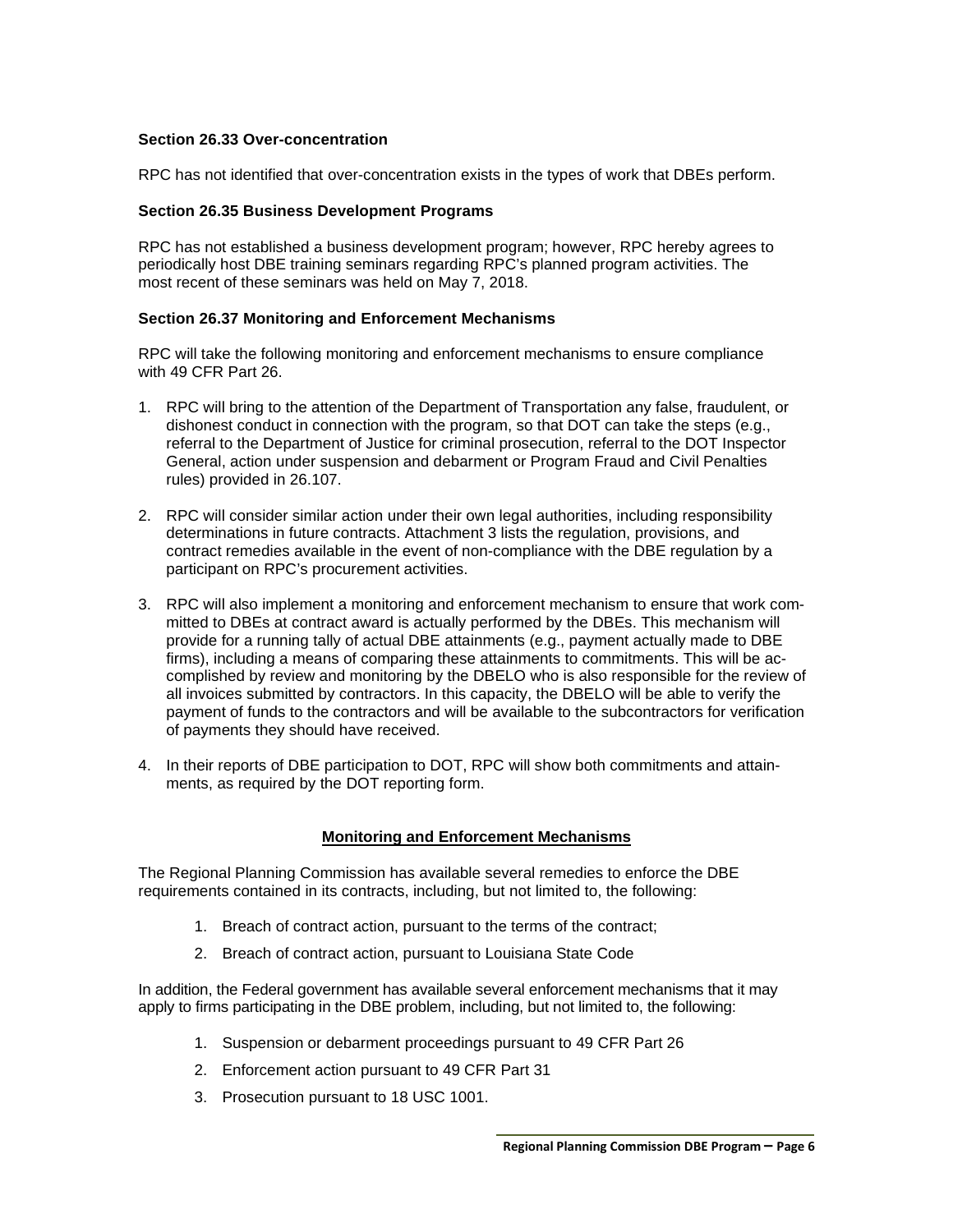### Section 26.33 Over-concentration

RPC has not identified that over-concentration exists in the types of work that DBEs perform.

### Section 26.35 Business Development Programs

RPC has not established a business development program; however, RPC hereby agrees to periodically host DBE training seminars regarding RPC's planned program activities. The most recent of these seminars was held on May 7, 2018.

### Section 26.37 Monitoring and Enforcement Mechanisms

RPC will take the following monitoring and enforcement mechanisms to ensure compliance with 49 CFR Part 26.

1. RPC will bring to the attention of the Department of Transportation any false, fraudulent, or dishonest conduct in connection with the program, so that DOT can take the steps (e.g., referral to the Department of Justice for criminal prosecution, referral to the DOT Inspector General, action under suspension and debarment or Program Fraud and Civil Penalties rules) provided in 26.107.

2. RPC will consider similar action under their own legal authorities, including responsibility determinations in future contracts. Attachment 3 lists the regulation, provisions, and contract remedies available in the event of non-compliance with the DBE regulation by a participant on RPC's procurement activities.

3. RPC will also implement a monitoring and enforcement mechanism to ensure that work committed to DBEs at contract award is actually performed by the DBEs. This mechanism will provide for a running tally of actual DBE attainments (e.g., payment actually made to DBE firms), including a means of comparing these attainments to commitments. This will be accomplished by review and monitoring by the DBELO who is also responsible for the review of all invoices submitted by contractors. In this capacity, the DBELO will be able to verify the payment of funds to the contractors and will be available to the subcontractors for verification of payments they should have received.

4. In their reports of DBE participation to DOT, RPC will show both commitments and attainments, as required by the DOT reporting form.

**Monitoring and Enforcement Mechanisms**

The Regional Planning Commission has available several remedies to enforce the DBE requirements contained in its contracts, including, but not limited to, the following:

1. Breach of contract action, pursuant to the terms of the contract;
2. Breach of contract action, pursuant to Louisiana State Code

In addition, the Federal government has available several enforcement mechanisms that it may apply to firms participating in the DBE problem, including, but not limited to, the following:

1. Suspension or debarment proceedings pursuant to 49 CFR Part 26
2. Enforcement action pursuant to 49 CFR Part 31
3. Prosecution pursuant to 18 USC 1001.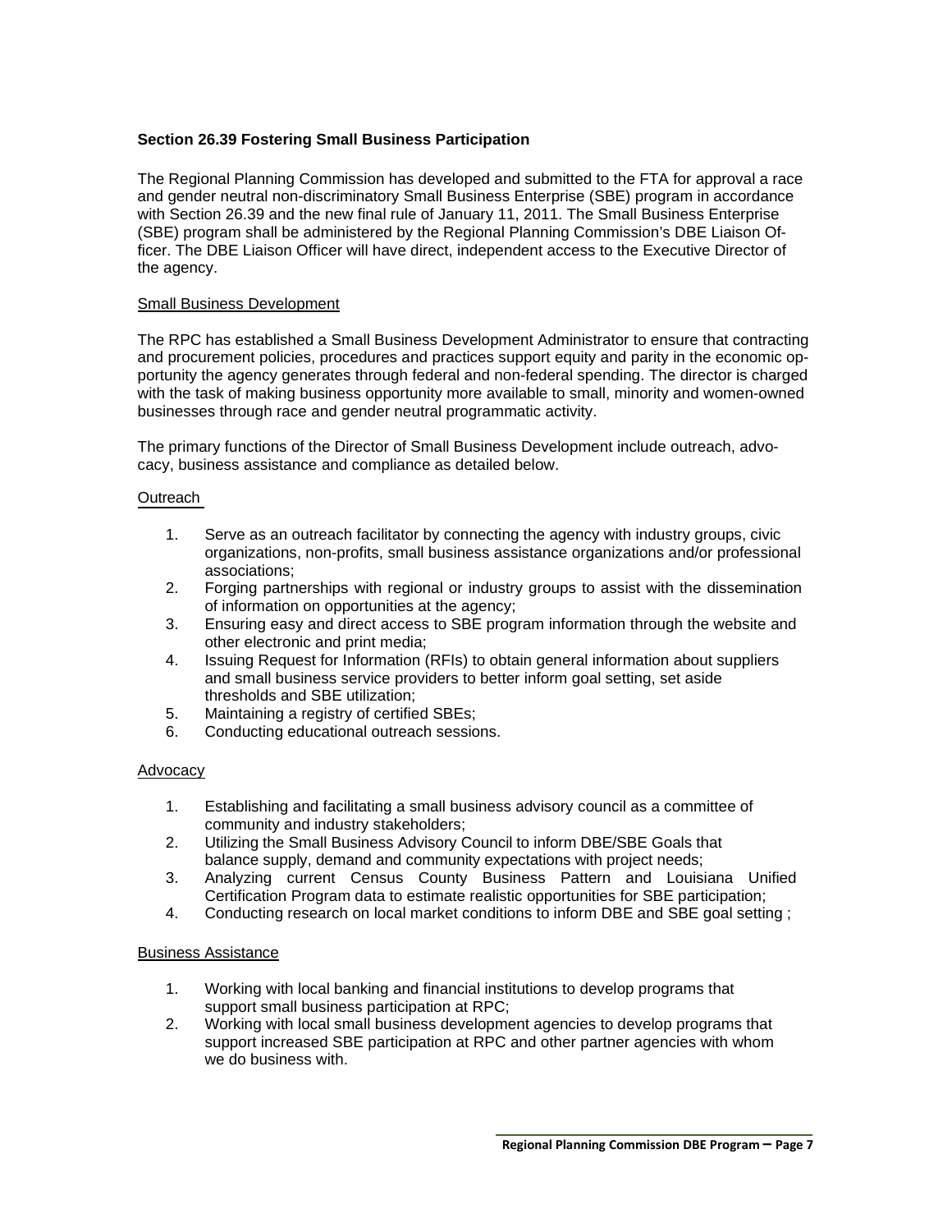**Section 26.39 Fostering Small Business Participation**

The Regional Planning Commission has developed and submitted to the FTA for approval a race and gender neutral non-discriminatory Small Business Enterprise (SBE) program in accordance with Section 26.39 and the new final rule of January 11, 2011. The Small Business Enterprise (SBE) program shall be administered by the Regional Planning Commission's DBE Liaison Officer. The DBE Liaison Officer will have direct, independent access to the Executive Director of the agency.

Small Business Development

The RPC has established a Small Business Development Administrator to ensure that contracting and procurement policies, procedures and practices support equity and parity in the economic opportunity the agency generates through federal and non-federal spending. The director is charged with the task of making business opportunity more available to small, minority and women-owned businesses through race and gender neutral programmatic activity.

The primary functions of the Director of Small Business Development include outreach, advocacy, business assistance and compliance as detailed below.

Outreach

1. Serve as an outreach facilitator by connecting the agency with industry groups, civic organizations, non-profits, small business assistance organizations and/or professional associations;
2. Forging partnerships with regional or industry groups to assist with the dissemination of information on opportunities at the agency;
3. Ensuring easy and direct access to SBE program information through the website and other electronic and print media;
4. Issuing Request for Information (RFIs) to obtain general information about suppliers and small business service providers to better inform goal setting, set aside thresholds and SBE utilization;
5. Maintaining a registry of certified SBEs;
6. Conducting educational outreach sessions.

Advocacy

1. Establishing and facilitating a small business advisory council as a committee of community and industry stakeholders;
2. Utilizing the Small Business Advisory Council to inform DBE/SBE Goals that balance supply, demand and community expectations with project needs;
3. Analyzing current Census County Business Pattern and Louisiana Unified Certification Program data to estimate realistic opportunities for SBE participation;
4. Conducting research on local market conditions to inform DBE and SBE goal setting ;

Business Assistance

1. Working with local banking and financial institutions to develop programs that support small business participation at RPC;
2. Working with local small business development agencies to develop programs that support increased SBE participation at RPC and other partner agencies with whom we do business with.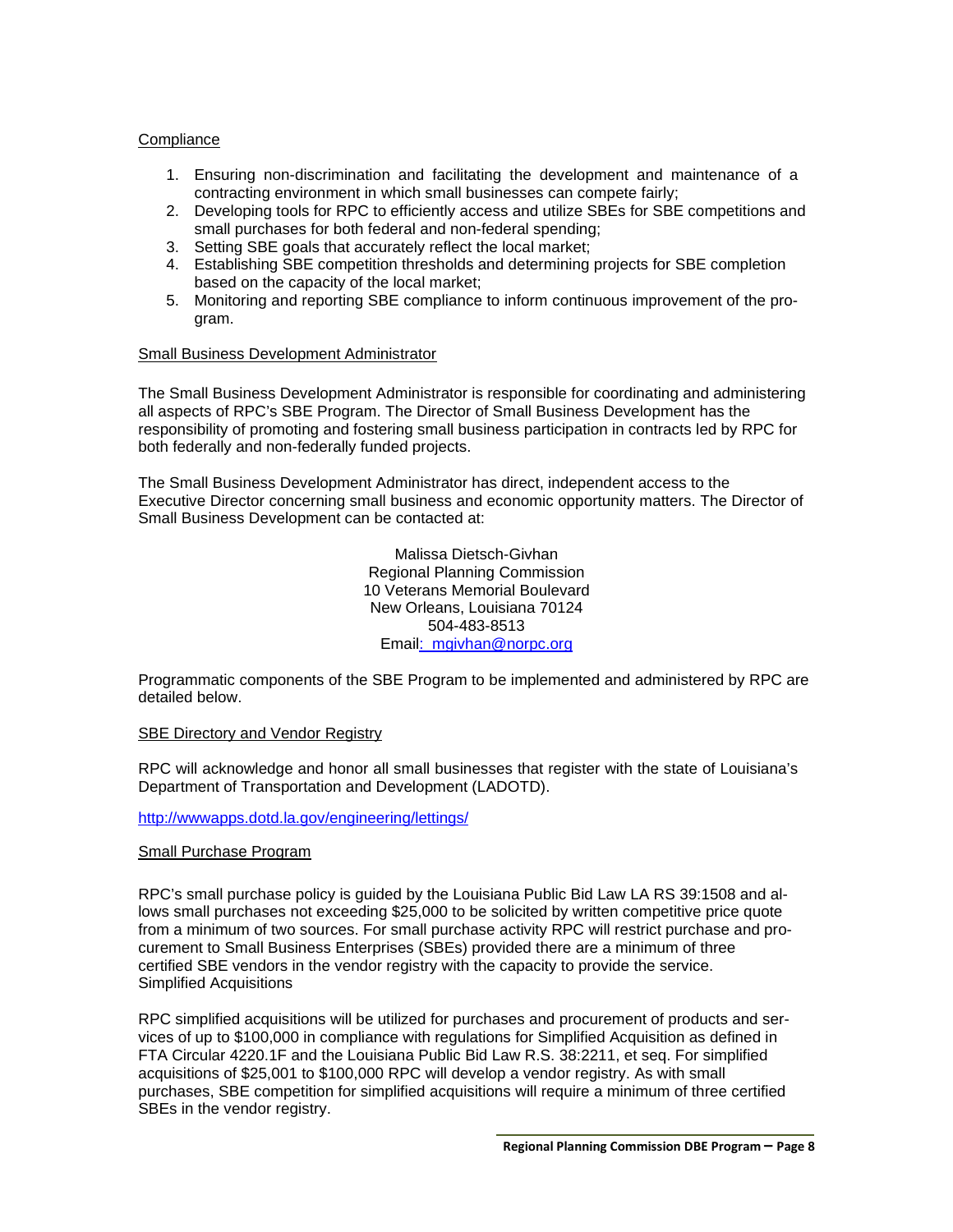Compliance

1. Ensuring non-discrimination and facilitating the development and maintenance of a contracting environment in which small businesses can compete fairly;
2. Developing tools for RPC to efficiently access and utilize SBEs for SBE competitions and small purchases for both federal and non-federal spending;
3. Setting SBE goals that accurately reflect the local market;
4. Establishing SBE competition thresholds and determining projects for SBE completion based on the capacity of the local market;
5. Monitoring and reporting SBE compliance to inform continuous improvement of the program.

Small Business Development Administrator

The Small Business Development Administrator is responsible for coordinating and administering all aspects of RPC's SBE Program. The Director of Small Business Development has the responsibility of promoting and fostering small business participation in contracts led by RPC for both federally and non-federally funded projects.

The Small Business Development Administrator has direct, independent access to the Executive Director concerning small business and economic opportunity matters. The Director of Small Business Development can be contacted at:

Malissa Dietsch-Givhan
Regional Planning Commission
10 Veterans Memorial Boulevard
New Orleans, Louisiana 70124
504-483-8513
Email: mgivhan@norpc.org

Programmatic components of the SBE Program to be implemented and administered by RPC are detailed below.

SBE Directory and Vendor Registry

RPC will acknowledge and honor all small businesses that register with the state of Louisiana's Department of Transportation and Development (LADOTD).

http://wwwapps.dotd.la.gov/engineering/lettings/

Small Purchase Program

RPC's small purchase policy is guided by the Louisiana Public Bid Law LA RS 39:1508 and allows small purchases not exceeding $25,000 to be solicited by written competitive price quote from a minimum of two sources. For small purchase activity RPC will restrict purchase and procurement to Small Business Enterprises (SBEs) provided there are a minimum of three certified SBE vendors in the vendor registry with the capacity to provide the service.

Simplified Acquisitions

RPC simplified acquisitions will be utilized for purchases and procurement of products and services of up to $100,000 in compliance with regulations for Simplified Acquisition as defined in FTA Circular 4220.1F and the Louisiana Public Bid Law R.S. 38:2211, et seq. For simplified acquisitions of $25,001 to $100,000 RPC will develop a vendor registry. As with small purchases, SBE competition for simplified acquisitions will require a minimum of three certified SBEs in the vendor registry.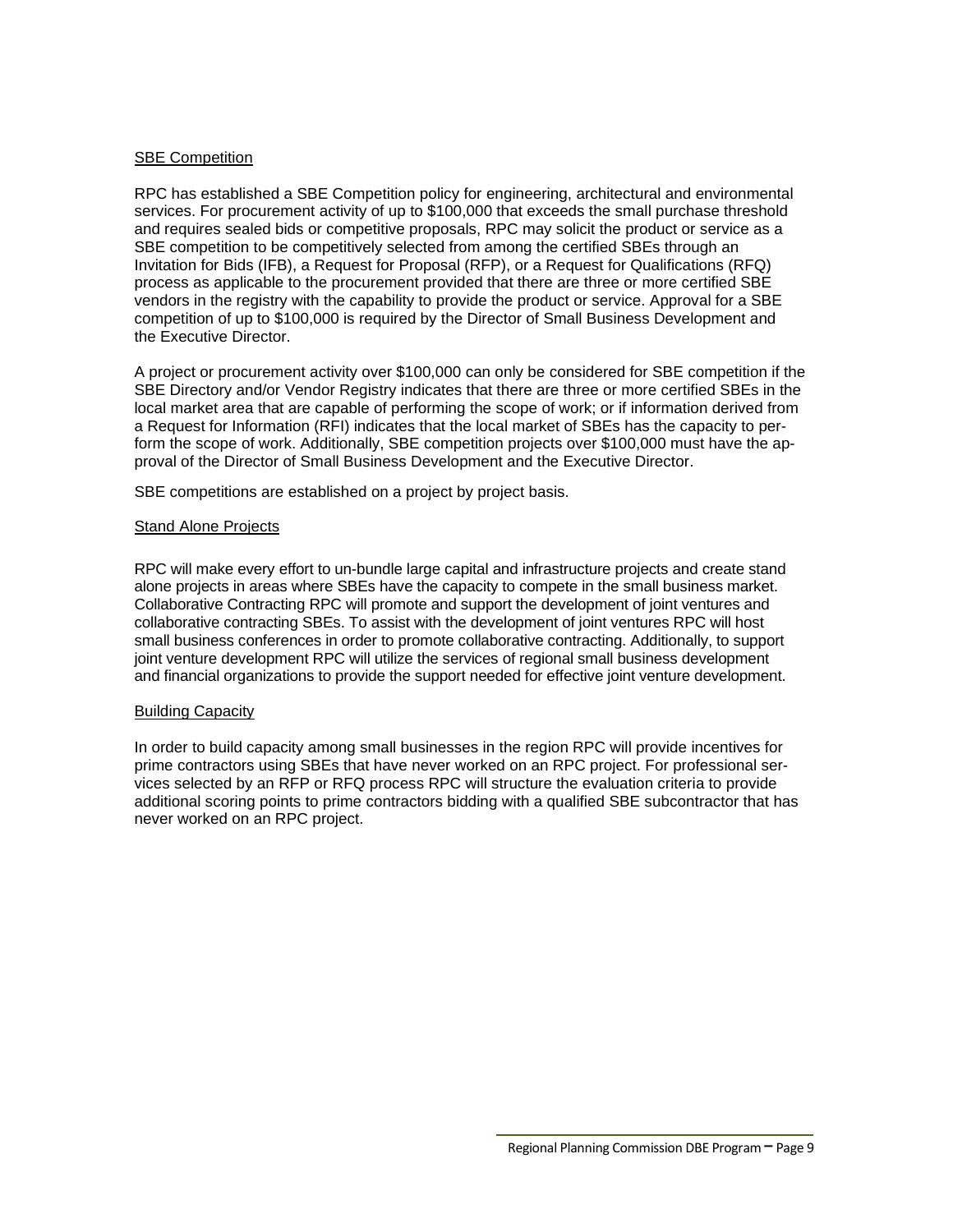## SBE Competition

RPC has established a SBE Competition policy for engineering, architectural and environmental services. For procurement activity of up to $100,000 that exceeds the small purchase threshold and requires sealed bids or competitive proposals, RPC may solicit the product or service as a SBE competition to be competitively selected from among the certified SBEs through an Invitation for Bids (IFB), a Request for Proposal (RFP), or a Request for Qualifications (RFQ) process as applicable to the procurement provided that there are three or more certified SBE vendors in the registry with the capability to provide the product or service. Approval for a SBE competition of up to $100,000 is required by the Director of Small Business Development and the Executive Director.

A project or procurement activity over $100,000 can only be considered for SBE competition if the SBE Directory and/or Vendor Registry indicates that there are three or more certified SBEs in the local market area that are capable of performing the scope of work; or if information derived from a Request for Information (RFI) indicates that the local market of SBEs has the capacity to perform the scope of work. Additionally, SBE competition projects over $100,000 must have the approval of the Director of Small Business Development and the Executive Director.

SBE competitions are established on a project by project basis.

## Stand Alone Projects

RPC will make every effort to un-bundle large capital and infrastructure projects and create stand alone projects in areas where SBEs have the capacity to compete in the small business market. Collaborative Contracting RPC will promote and support the development of joint ventures and collaborative contracting SBEs. To assist with the development of joint ventures RPC will host small business conferences in order to promote collaborative contracting. Additionally, to support joint venture development RPC will utilize the services of regional small business development and financial organizations to provide the support needed for effective joint venture development.

## Building Capacity

In order to build capacity among small businesses in the region RPC will provide incentives for prime contractors using SBEs that have never worked on an RPC project. For professional services selected by an RFP or RFQ process RPC will structure the evaluation criteria to provide additional scoring points to prime contractors bidding with a qualified SBE subcontractor that has never worked on an RPC project.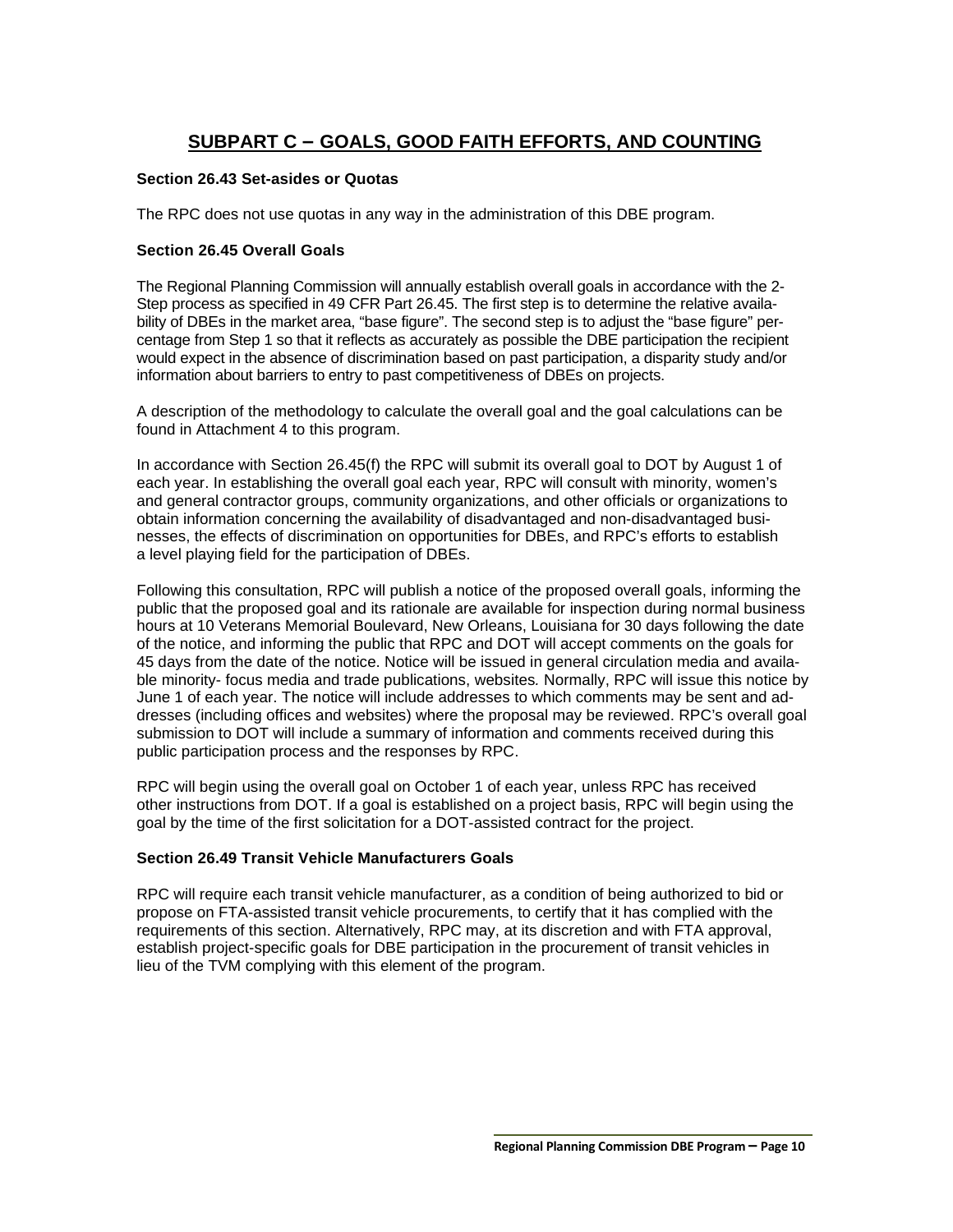## SUBPART C – GOALS, GOOD FAITH EFFORTS, AND COUNTING

### Section 26.43 Set-asides or Quotas

The RPC does not use quotas in any way in the administration of this DBE program.

### Section 26.45 Overall Goals

The Regional Planning Commission will annually establish overall goals in accordance with the 2-Step process as specified in 49 CFR Part 26.45. The first step is to determine the relative availability of DBEs in the market area, "base figure". The second step is to adjust the "base figure" percentage from Step 1 so that it reflects as accurately as possible the DBE participation the recipient would expect in the absence of discrimination based on past participation, a disparity study and/or information about barriers to entry to past competitiveness of DBEs on projects.

A description of the methodology to calculate the overall goal and the goal calculations can be found in Attachment 4 to this program.

In accordance with Section 26.45(f) the RPC will submit its overall goal to DOT by August 1 of each year. In establishing the overall goal each year, RPC will consult with minority, women's and general contractor groups, community organizations, and other officials or organizations to obtain information concerning the availability of disadvantaged and non-disadvantaged businesses, the effects of discrimination on opportunities for DBEs, and RPC's efforts to establish a level playing field for the participation of DBEs.

Following this consultation, RPC will publish a notice of the proposed overall goals, informing the public that the proposed goal and its rationale are available for inspection during normal business hours at 10 Veterans Memorial Boulevard, New Orleans, Louisiana for 30 days following the date of the notice, and informing the public that RPC and DOT will accept comments on the goals for 45 days from the date of the notice. Notice will be issued in general circulation media and available minority- focus media and trade publications, websites. Normally, RPC will issue this notice by June 1 of each year. The notice will include addresses to which comments may be sent and addresses (including offices and websites) where the proposal may be reviewed. RPC's overall goal submission to DOT will include a summary of information and comments received during this public participation process and the responses by RPC.

RPC will begin using the overall goal on October 1 of each year, unless RPC has received other instructions from DOT. If a goal is established on a project basis, RPC will begin using the goal by the time of the first solicitation for a DOT-assisted contract for the project.

### Section 26.49 Transit Vehicle Manufacturers Goals

RPC will require each transit vehicle manufacturer, as a condition of being authorized to bid or propose on FTA-assisted transit vehicle procurements, to certify that it has complied with the requirements of this section. Alternatively, RPC may, at its discretion and with FTA approval, establish project-specific goals for DBE participation in the procurement of transit vehicles in lieu of the TVM complying with this element of the program.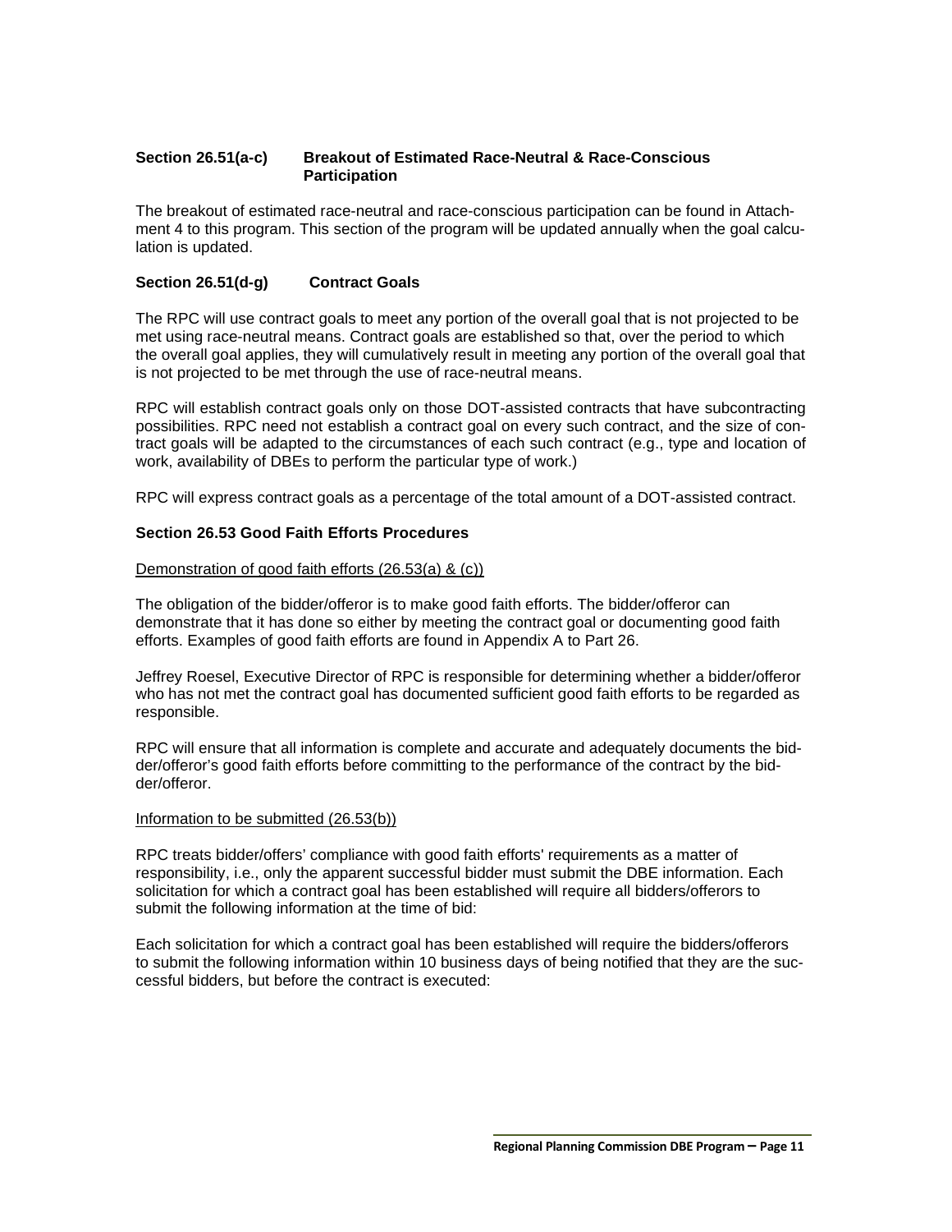**Section 26.51(a-c) Breakout of Estimated Race-Neutral & Race-Conscious Participation**

The breakout of estimated race-neutral and race-conscious participation can be found in Attachment 4 to this program. This section of the program will be updated annually when the goal calculation is updated.

**Section 26.51(d-g) Contract Goals**

The RPC will use contract goals to meet any portion of the overall goal that is not projected to be met using race-neutral means. Contract goals are established so that, over the period to which the overall goal applies, they will cumulatively result in meeting any portion of the overall goal that is not projected to be met through the use of race-neutral means.

RPC will establish contract goals only on those DOT-assisted contracts that have subcontracting possibilities. RPC need not establish a contract goal on every such contract, and the size of contract goals will be adapted to the circumstances of each such contract (e.g., type and location of work, availability of DBEs to perform the particular type of work.)

RPC will express contract goals as a percentage of the total amount of a DOT-assisted contract.

**Section 26.53 Good Faith Efforts Procedures**

Demonstration of good faith efforts (26.53(a) & (c))

The obligation of the bidder/offeror is to make good faith efforts. The bidder/offeror can demonstrate that it has done so either by meeting the contract goal or documenting good faith efforts. Examples of good faith efforts are found in Appendix A to Part 26.

Jeffrey Roesel, Executive Director of RPC is responsible for determining whether a bidder/offeror who has not met the contract goal has documented sufficient good faith efforts to be regarded as responsible.

RPC will ensure that all information is complete and accurate and adequately documents the bidder/offeror's good faith efforts before committing to the performance of the contract by the bidder/offeror.

Information to be submitted (26.53(b))

RPC treats bidder/offers' compliance with good faith efforts' requirements as a matter of responsibility, i.e., only the apparent successful bidder must submit the DBE information. Each solicitation for which a contract goal has been established will require all bidders/offerors to submit the following information at the time of bid:

Each solicitation for which a contract goal has been established will require the bidders/offerors to submit the following information within 10 business days of being notified that they are the successful bidders, but before the contract is executed: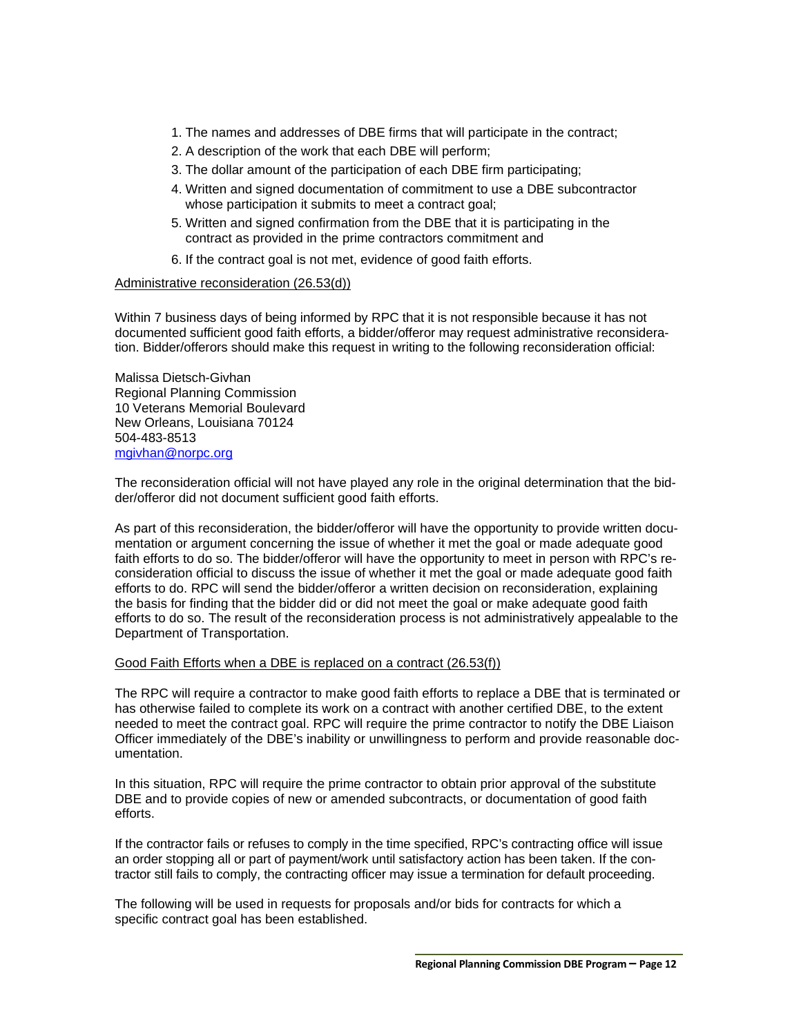1. The names and addresses of DBE firms that will participate in the contract;
2. A description of the work that each DBE will perform;
3. The dollar amount of the participation of each DBE firm participating;
4. Written and signed documentation of commitment to use a DBE subcontractor whose participation it submits to meet a contract goal;
5. Written and signed confirmation from the DBE that it is participating in the contract as provided in the prime contractors commitment and
6. If the contract goal is not met, evidence of good faith efforts.

Administrative reconsideration (26.53(d))

Within 7 business days of being informed by RPC that it is not responsible because it has not documented sufficient good faith efforts, a bidder/offeror may request administrative reconsideration. Bidder/offerors should make this request in writing to the following reconsideration official:

Malissa Dietsch-Givhan
Regional Planning Commission
10 Veterans Memorial Boulevard
New Orleans, Louisiana 70124
504-483-8513
mgivhan@norpc.org

The reconsideration official will not have played any role in the original determination that the bidder/offeror did not document sufficient good faith efforts.

As part of this reconsideration, the bidder/offeror will have the opportunity to provide written documentation or argument concerning the issue of whether it met the goal or made adequate good faith efforts to do so. The bidder/offeror will have the opportunity to meet in person with RPC's reconsideration official to discuss the issue of whether it met the goal or made adequate good faith efforts to do. RPC will send the bidder/offeror a written decision on reconsideration, explaining the basis for finding that the bidder did or did not meet the goal or make adequate good faith efforts to do so. The result of the reconsideration process is not administratively appealable to the Department of Transportation.

Good Faith Efforts when a DBE is replaced on a contract (26.53(f))

The RPC will require a contractor to make good faith efforts to replace a DBE that is terminated or has otherwise failed to complete its work on a contract with another certified DBE, to the extent needed to meet the contract goal. RPC will require the prime contractor to notify the DBE Liaison Officer immediately of the DBE's inability or unwillingness to perform and provide reasonable documentation.

In this situation, RPC will require the prime contractor to obtain prior approval of the substitute DBE and to provide copies of new or amended subcontracts, or documentation of good faith efforts.

If the contractor fails or refuses to comply in the time specified, RPC's contracting office will issue an order stopping all or part of payment/work until satisfactory action has been taken. If the contractor still fails to comply, the contracting officer may issue a termination for default proceeding.

The following will be used in requests for proposals and/or bids for contracts for which a specific contract goal has been established.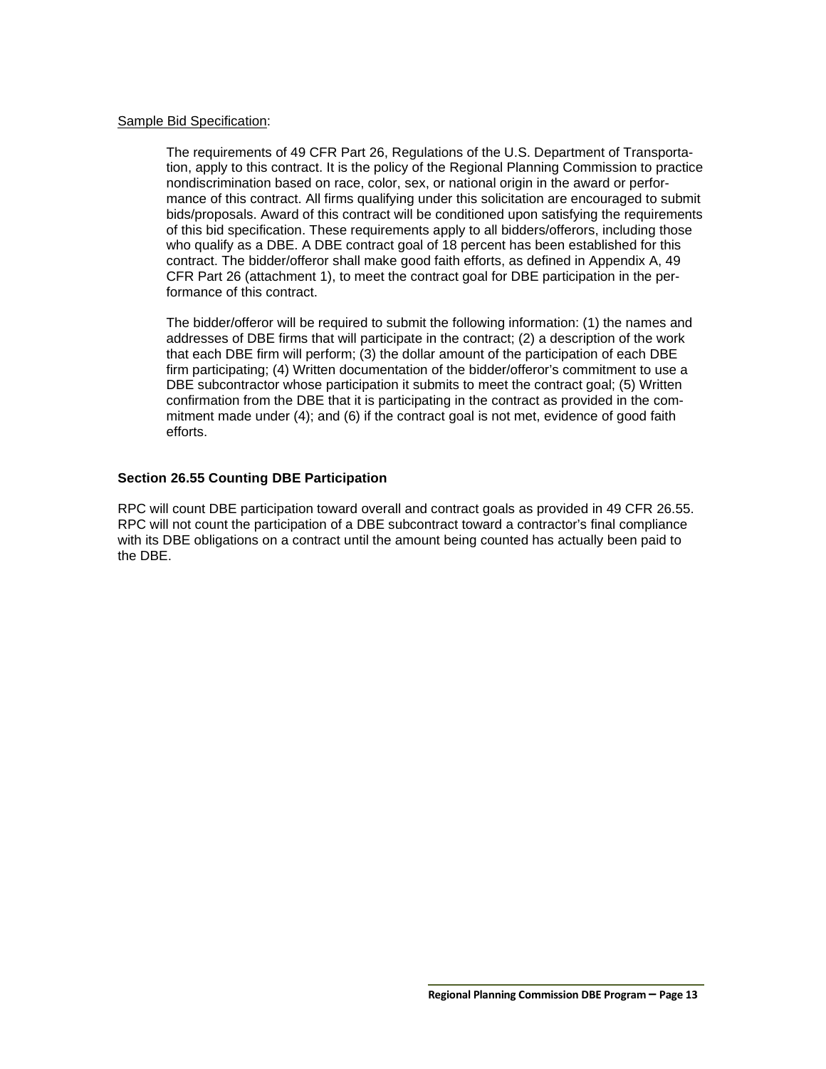<u>Sample Bid Specification</u>:

> The requirements of 49 CFR Part 26, Regulations of the U.S. Department of Transportation, apply to this contract. It is the policy of the Regional Planning Commission to practice nondiscrimination based on race, color, sex, or national origin in the award or performance of this contract. All firms qualifying under this solicitation are encouraged to submit bids/proposals. Award of this contract will be conditioned upon satisfying the requirements of this bid specification. These requirements apply to all bidders/offerors, including those who qualify as a DBE. A DBE contract goal of 18 percent has been established for this contract. The bidder/offeror shall make good faith efforts, as defined in Appendix A, 49 CFR Part 26 (attachment 1), to meet the contract goal for DBE participation in the performance of this contract.
>
> The bidder/offeror will be required to submit the following information: (1) the names and addresses of DBE firms that will participate in the contract; (2) a description of the work that each DBE firm will perform; (3) the dollar amount of the participation of each DBE firm participating; (4) Written documentation of the bidder/offeror's commitment to use a DBE subcontractor whose participation it submits to meet the contract goal; (5) Written confirmation from the DBE that it is participating in the contract as provided in the commitment made under (4); and (6) if the contract goal is not met, evidence of good faith efforts.

### Section 26.55 Counting DBE Participation

RPC will count DBE participation toward overall and contract goals as provided in 49 CFR 26.55. RPC will not count the participation of a DBE subcontract toward a contractor's final compliance with its DBE obligations on a contract until the amount being counted has actually been paid to the DBE.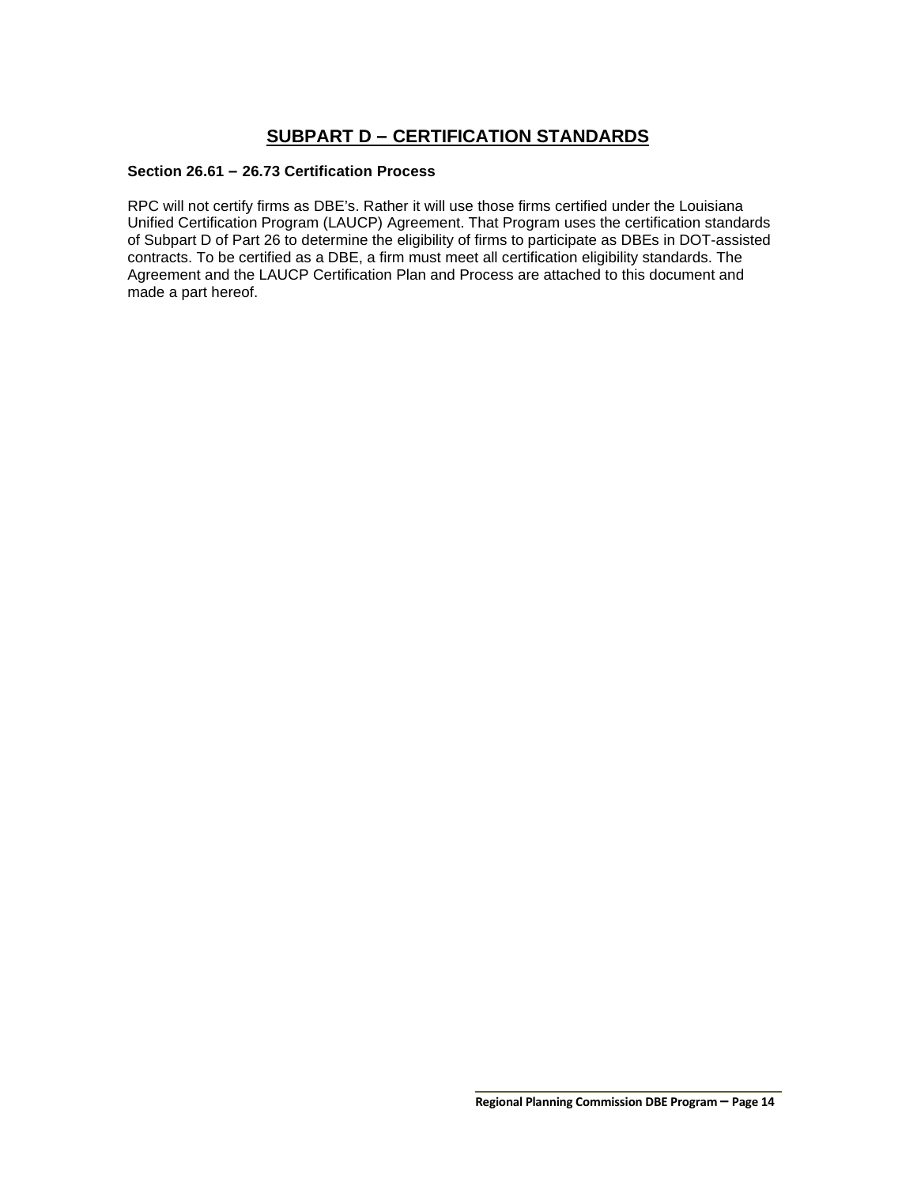# SUBPART D – CERTIFICATION STANDARDS

### Section 26.61 – 26.73 Certification Process

RPC will not certify firms as DBE's. Rather it will use those firms certified under the Louisiana Unified Certification Program (LAUCP) Agreement. That Program uses the certification standards of Subpart D of Part 26 to determine the eligibility of firms to participate as DBEs in DOT-assisted contracts. To be certified as a DBE, a firm must meet all certification eligibility standards. The Agreement and the LAUCP Certification Plan and Process are attached to this document and made a part hereof.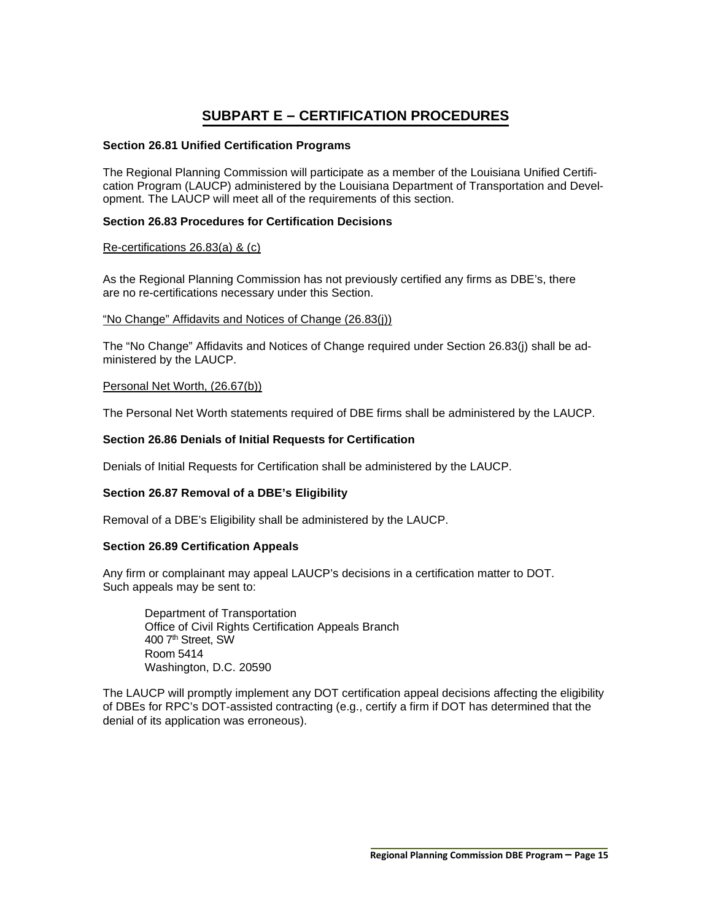# SUBPART E – CERTIFICATION PROCEDURES

**Section 26.81 Unified Certification Programs**

The Regional Planning Commission will participate as a member of the Louisiana Unified Certification Program (LAUCP) administered by the Louisiana Department of Transportation and Development. The LAUCP will meet all of the requirements of this section.

**Section 26.83 Procedures for Certification Decisions**

Re-certifications 26.83(a) & (c)

As the Regional Planning Commission has not previously certified any firms as DBE's, there are no re-certifications necessary under this Section.

"No Change" Affidavits and Notices of Change (26.83(j))

The "No Change" Affidavits and Notices of Change required under Section 26.83(j) shall be administered by the LAUCP.

Personal Net Worth, (26.67(b))

The Personal Net Worth statements required of DBE firms shall be administered by the LAUCP.

**Section 26.86 Denials of Initial Requests for Certification**

Denials of Initial Requests for Certification shall be administered by the LAUCP.

**Section 26.87 Removal of a DBE's Eligibility**

Removal of a DBE's Eligibility shall be administered by the LAUCP.

**Section 26.89 Certification Appeals**

Any firm or complainant may appeal LAUCP's decisions in a certification matter to DOT. Such appeals may be sent to:

> Department of Transportation
> Office of Civil Rights Certification Appeals Branch
> 400 7th Street, SW
> Room 5414
> Washington, D.C. 20590

The LAUCP will promptly implement any DOT certification appeal decisions affecting the eligibility of DBEs for RPC's DOT-assisted contracting (e.g., certify a firm if DOT has determined that the denial of its application was erroneous).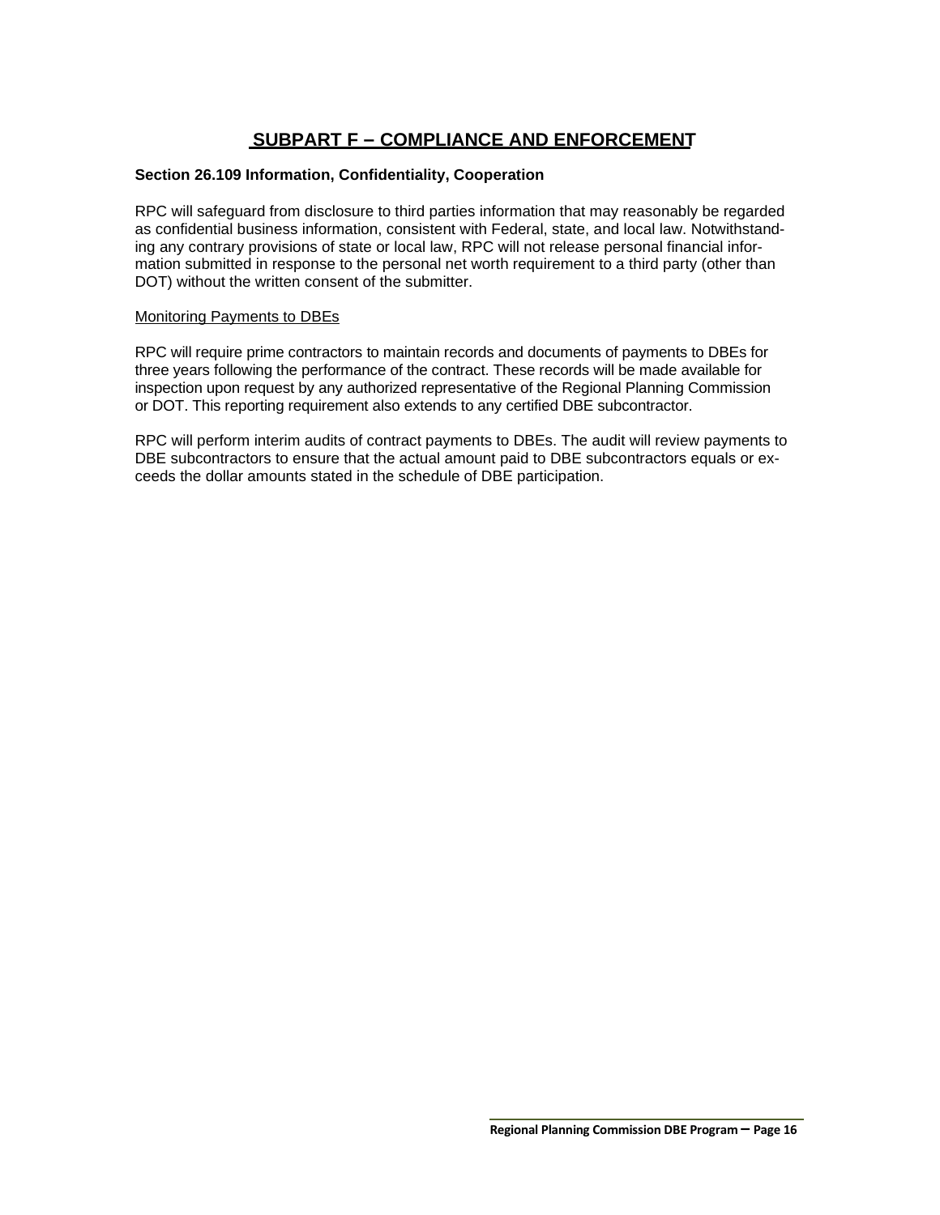# SUBPART F – COMPLIANCE AND ENFORCEMENT

**Section 26.109 Information, Confidentiality, Cooperation**

RPC will safeguard from disclosure to third parties information that may reasonably be regarded as confidential business information, consistent with Federal, state, and local law. Notwithstanding any contrary provisions of state or local law, RPC will not release personal financial information submitted in response to the personal net worth requirement to a third party (other than DOT) without the written consent of the submitter.

Monitoring Payments to DBEs

RPC will require prime contractors to maintain records and documents of payments to DBEs for three years following the performance of the contract. These records will be made available for inspection upon request by any authorized representative of the Regional Planning Commission or DOT. This reporting requirement also extends to any certified DBE subcontractor.

RPC will perform interim audits of contract payments to DBEs. The audit will review payments to DBE subcontractors to ensure that the actual amount paid to DBE subcontractors equals or exceeds the dollar amounts stated in the schedule of DBE participation.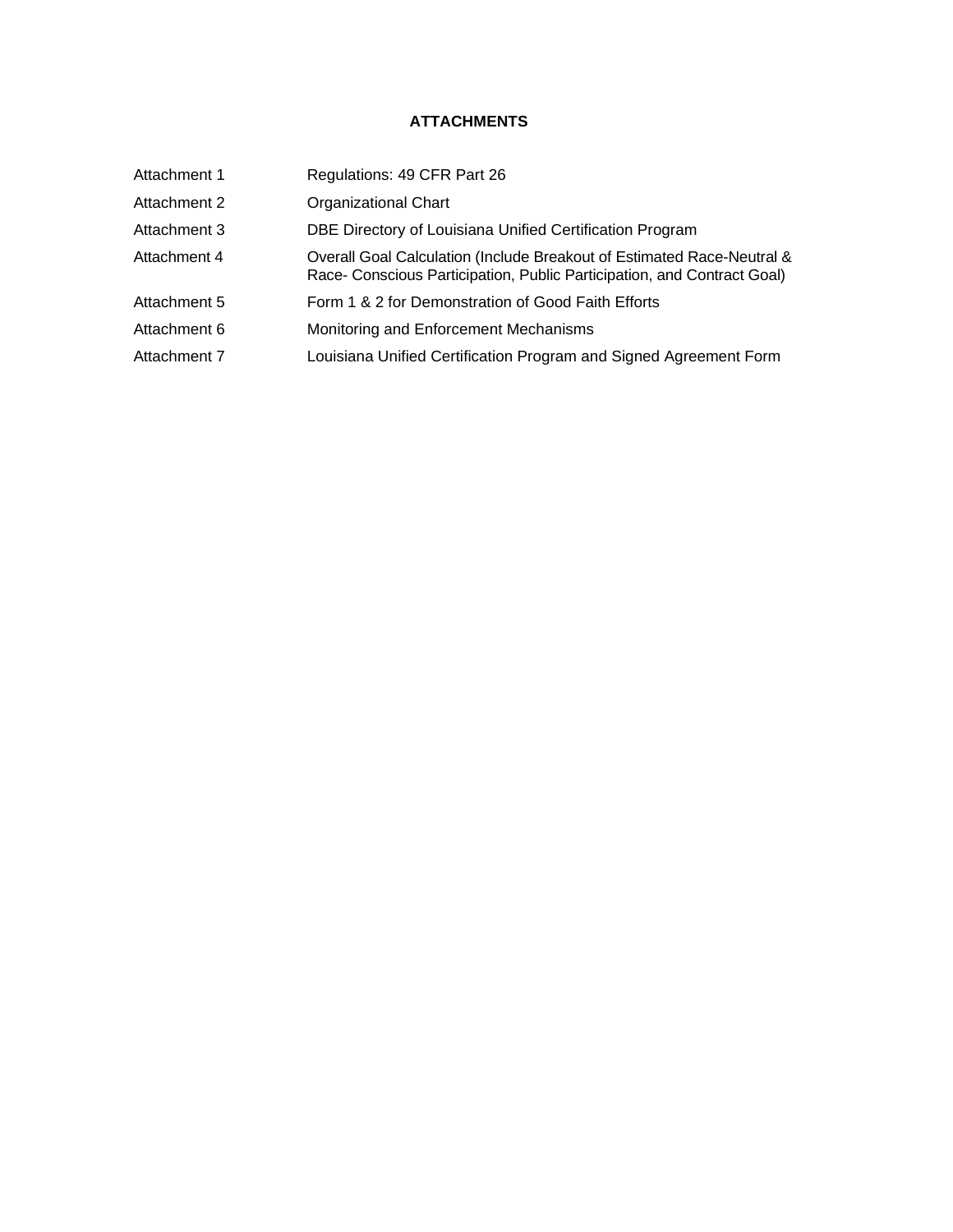## ATTACHMENTS

| | |
|---|---|
| Attachment 1 | Regulations: 49 CFR Part 26 |
| Attachment 2 | Organizational Chart |
| Attachment 3 | DBE Directory of Louisiana Unified Certification Program |
| Attachment 4 | Overall Goal Calculation (Include Breakout of Estimated Race-Neutral & Race- Conscious Participation, Public Participation, and Contract Goal) |
| Attachment 5 | Form 1 & 2 for Demonstration of Good Faith Efforts |
| Attachment 6 | Monitoring and Enforcement Mechanisms |
| Attachment 7 | Louisiana Unified Certification Program and Signed Agreement Form |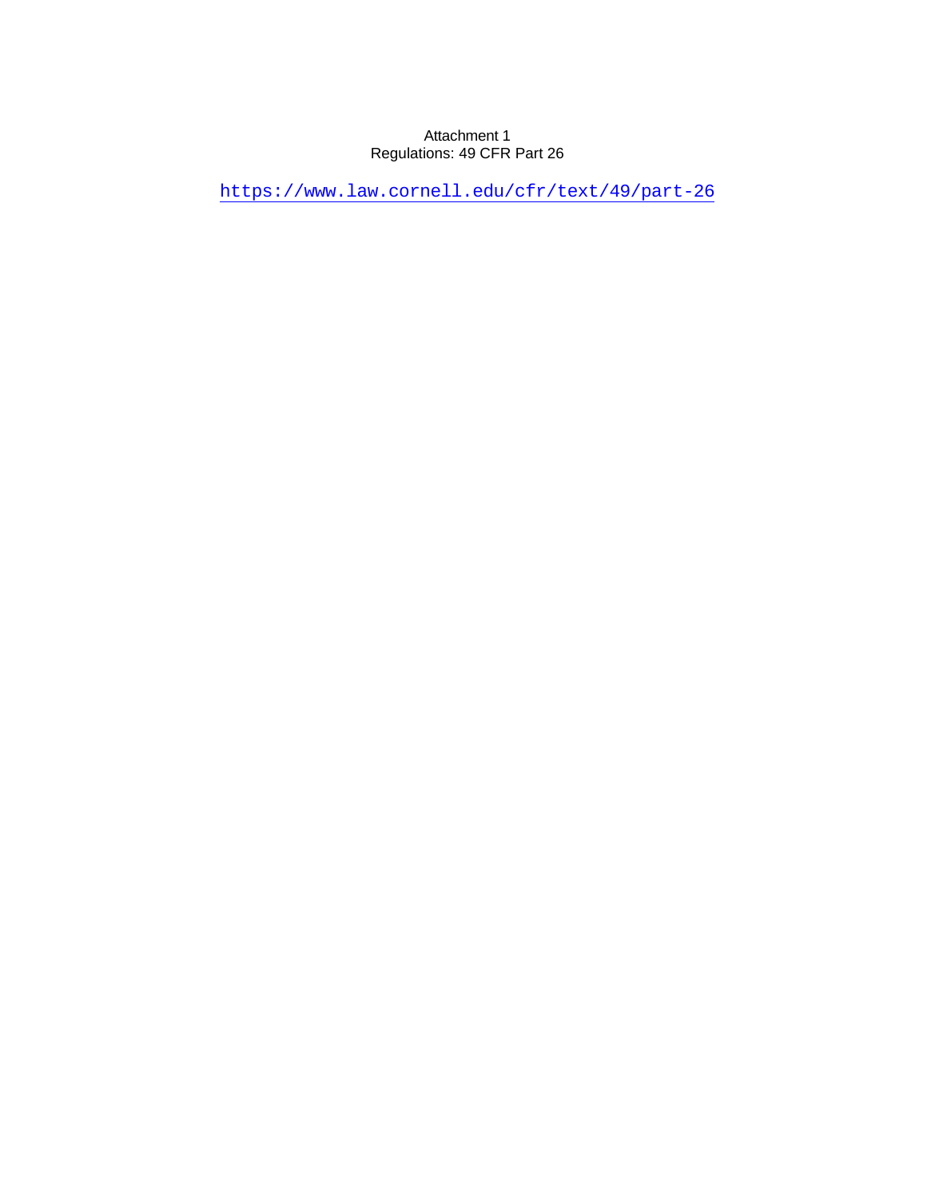Attachment 1
Regulations: 49 CFR Part 26

https://www.law.cornell.edu/cfr/text/49/part-26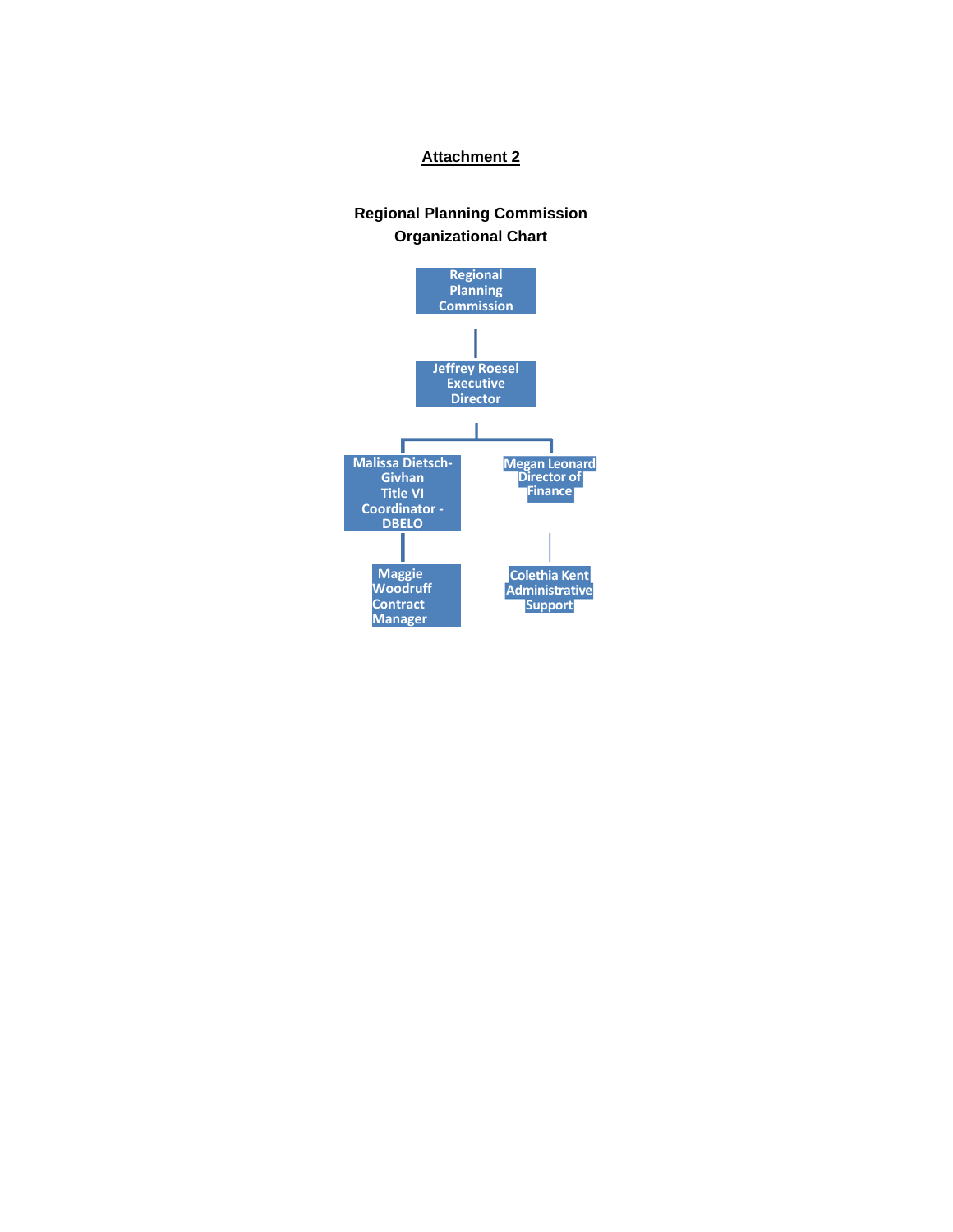**Attachment 2**

**Regional Planning Commission**
**Organizational Chart**

- Regional Planning Commission
  - Jeffrey Roesel Executive Director
    - Malissa Dietsch-Givhan Title VI Coordinator - DBELO
      - Maggie Woodruff Contract Manager
    - Megan Leonard Director of Finance
      - Colethia Kent Administrative Support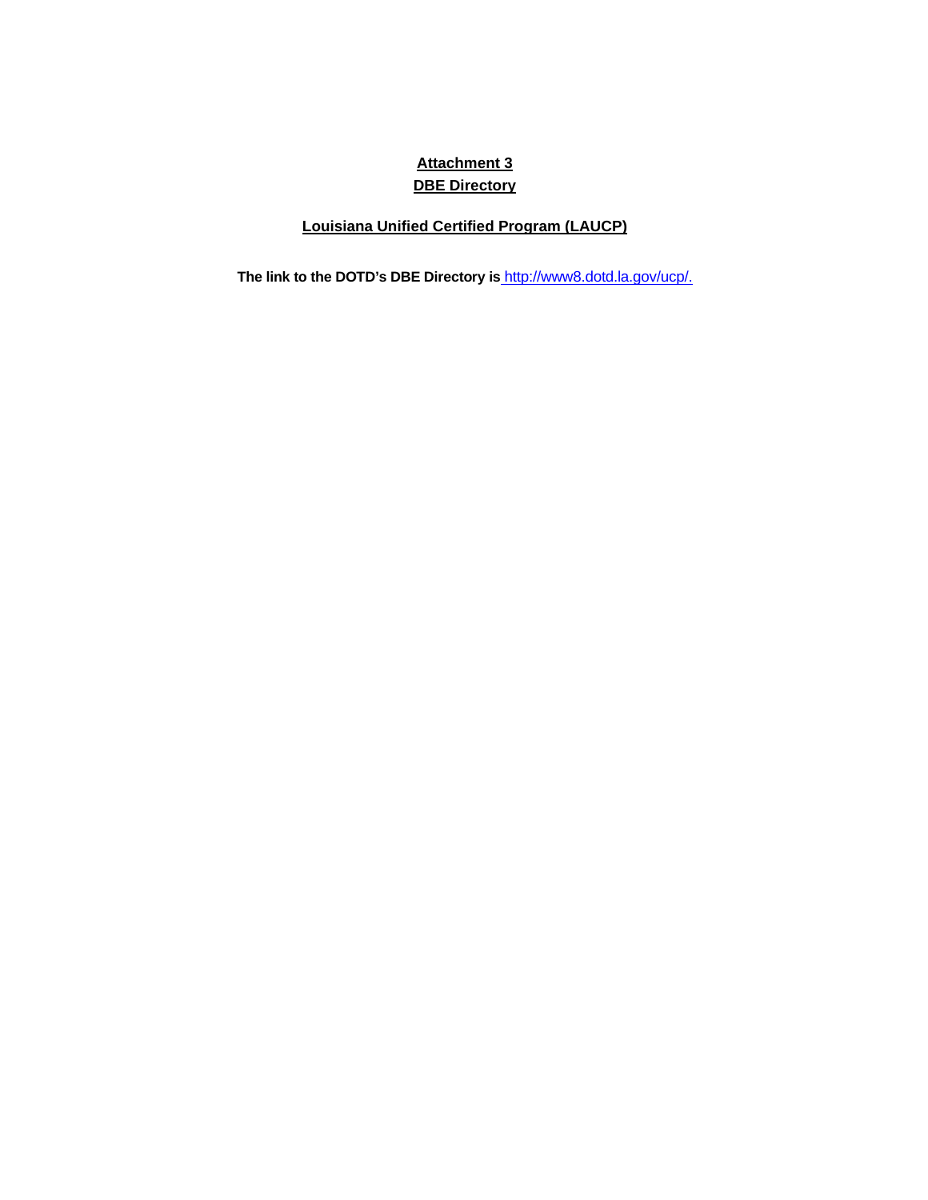# Attachment 3
# DBE Directory

## Louisiana Unified Certified Program (LAUCP)

**The link to the DOTD's DBE Directory is** http://www8.dotd.la.gov/ucp/.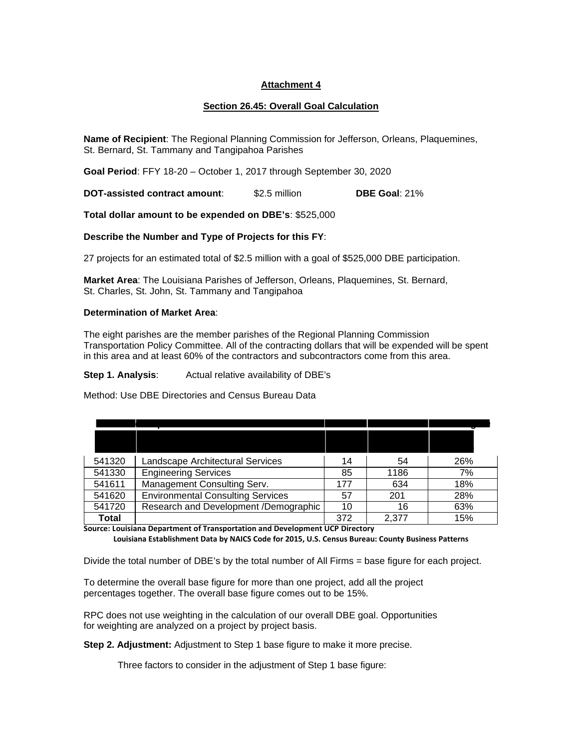**Attachment 4**

**Section 26.45: Overall Goal Calculation**

**Name of Recipient**: The Regional Planning Commission for Jefferson, Orleans, Plaquemines, St. Bernard, St. Tammany and Tangipahoa Parishes

**Goal Period**: FFY 18-20 – October 1, 2017 through September 30, 2020

**DOT-assisted contract amount**: $2.5 million **DBE Goal**: 21%

**Total dollar amount to be expended on DBE's**: $525,000

**Describe the Number and Type of Projects for this FY**:

27 projects for an estimated total of $2.5 million with a goal of $525,000 DBE participation.

**Market Area**: The Louisiana Parishes of Jefferson, Orleans, Plaquemines, St. Bernard, St. Charles, St. John, St. Tammany and Tangipahoa

**Determination of Market Area**:

The eight parishes are the member parishes of the Regional Planning Commission Transportation Policy Committee. All of the contracting dollars that will be expended will be spent in this area and at least 60% of the contractors and subcontractors come from this area.

**Step 1. Analysis**: Actual relative availability of DBE's

Method: Use DBE Directories and Census Bureau Data

| | | | | |
|---|---|---|---|---|
| 541320 | Landscape Architectural Services | 14 | 54 | 26% |
| 541330 | Engineering Services | 85 | 1186 | 7% |
| 541611 | Management Consulting Serv. | 177 | 634 | 18% |
| 541620 | Environmental Consulting Services | 57 | 201 | 28% |
| 541720 | Research and Development /Demographic | 10 | 16 | 63% |
| **Total** | | 372 | 2,377 | 15% |

**Source: Louisiana Department of Transportation and Development UCP Directory**
**Louisiana Establishment Data by NAICS Code for 2015, U.S. Census Bureau: County Business Patterns**

Divide the total number of DBE's by the total number of All Firms = base figure for each project.

To determine the overall base figure for more than one project, add all the project percentages together. The overall base figure comes out to be 15%.

RPC does not use weighting in the calculation of our overall DBE goal. Opportunities for weighting are analyzed on a project by project basis.

**Step 2. Adjustment:** Adjustment to Step 1 base figure to make it more precise.

Three factors to consider in the adjustment of Step 1 base figure: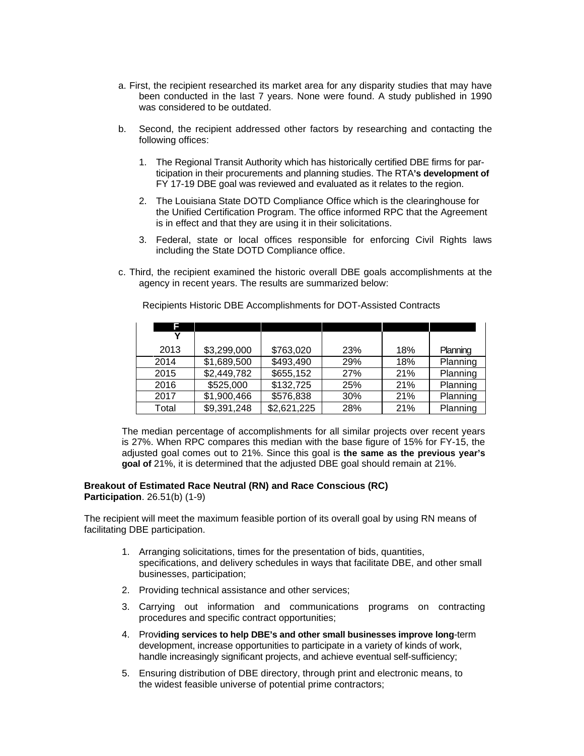a. First, the recipient researched its market area for any disparity studies that may have been conducted in the last 7 years. None were found. A study published in 1990 was considered to be outdated.

b. Second, the recipient addressed other factors by researching and contacting the following offices:

   1. The Regional Transit Authority which has historically certified DBE firms for participation in their procurements and planning studies. The RTA**'s development of** FY 17-19 DBE goal was reviewed and evaluated as it relates to the region.

   2. The Louisiana State DOTD Compliance Office which is the clearinghouse for the Unified Certification Program. The office informed RPC that the Agreement is in effect and that they are using it in their solicitations.

   3. Federal, state or local offices responsible for enforcing Civil Rights laws including the State DOTD Compliance office.

c. Third, the recipient examined the historic overall DBE goals accomplishments at the agency in recent years. The results are summarized below:

Recipients Historic DBE Accomplishments for DOT-Assisted Contracts

| FY | | | | | |
|---|---|---|---|---|---|
| 2013 | $3,299,000 | $763,020 | 23% | 18% | Planning |
| 2014 | $1,689,500 | $493,490 | 29% | 18% | Planning |
| 2015 | $2,449,782 | $655,152 | 27% | 21% | Planning |
| 2016 | $525,000 | $132,725 | 25% | 21% | Planning |
| 2017 | $1,900,466 | $576,838 | 30% | 21% | Planning |
| Total | $9,391,248 | $2,621,225 | 28% | 21% | Planning |

The median percentage of accomplishments for all similar projects over recent years is 27%. When RPC compares this median with the base figure of 15% for FY-15, the adjusted goal comes out to 21%. Since this goal is **the same as the previous year's goal of** 21%, it is determined that the adjusted DBE goal should remain at 21%.

**Breakout of Estimated Race Neutral (RN) and Race Conscious (RC) Participation**. 26.51(b) (1-9)

The recipient will meet the maximum feasible portion of its overall goal by using RN means of facilitating DBE participation.

1. Arranging solicitations, times for the presentation of bids, quantities, specifications, and delivery schedules in ways that facilitate DBE, and other small businesses, participation;

2. Providing technical assistance and other services;

3. Carrying out information and communications programs on contracting procedures and specific contract opportunities;

4. Prov**iding services to help DBE's and other small businesses improve long**-term development, increase opportunities to participate in a variety of kinds of work, handle increasingly significant projects, and achieve eventual self-sufficiency;

5. Ensuring distribution of DBE directory, through print and electronic means, to the widest feasible universe of potential prime contractors;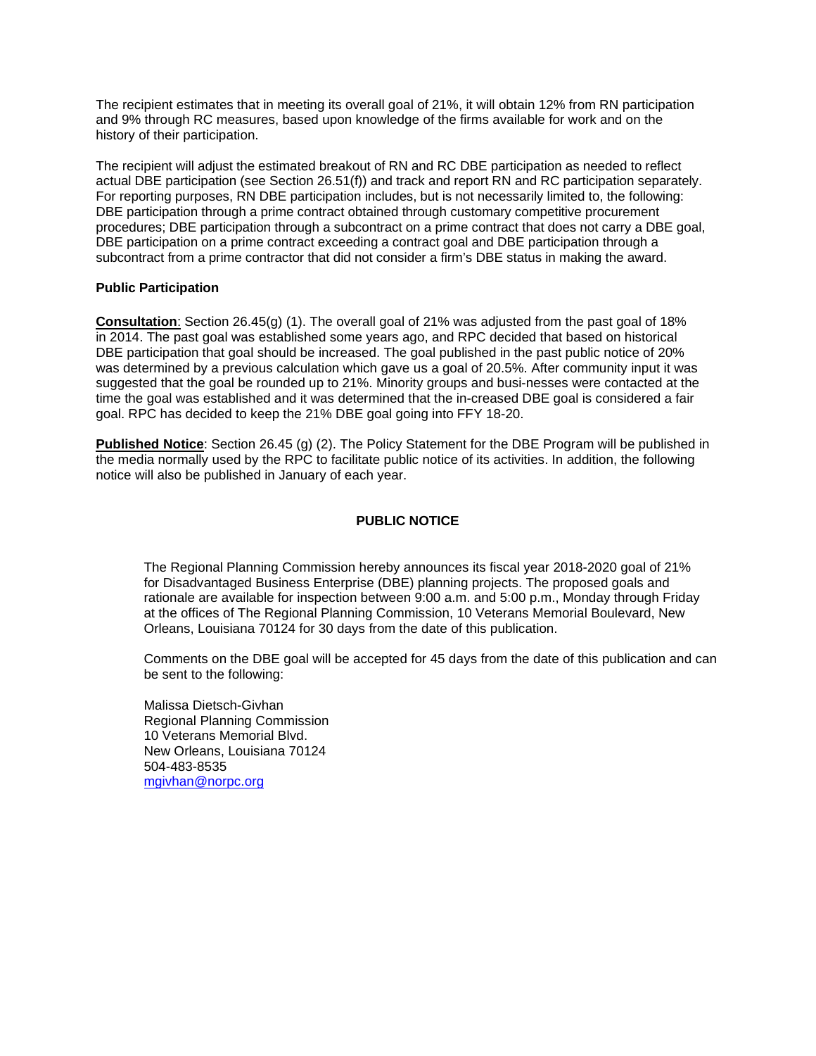The recipient estimates that in meeting its overall goal of 21%, it will obtain 12% from RN participation and 9% through RC measures, based upon knowledge of the firms available for work and on the history of their participation.

The recipient will adjust the estimated breakout of RN and RC DBE participation as needed to reflect actual DBE participation (see Section 26.51(f)) and track and report RN and RC participation separately. For reporting purposes, RN DBE participation includes, but is not necessarily limited to, the following: DBE participation through a prime contract obtained through customary competitive procurement procedures; DBE participation through a subcontract on a prime contract that does not carry a DBE goal, DBE participation on a prime contract exceeding a contract goal and DBE participation through a subcontract from a prime contractor that did not consider a firm's DBE status in making the award.

**Public Participation**

**Consultation**: Section 26.45(g) (1). The overall goal of 21% was adjusted from the past goal of 18% in 2014. The past goal was established some years ago, and RPC decided that based on historical DBE participation that goal should be increased. The goal published in the past public notice of 20% was determined by a previous calculation which gave us a goal of 20.5%. After community input it was suggested that the goal be rounded up to 21%. Minority groups and busi-nesses were contacted at the time the goal was established and it was determined that the in-creased DBE goal is considered a fair goal. RPC has decided to keep the 21% DBE goal going into FFY 18-20.

**Published Notice**: Section 26.45 (g) (2). The Policy Statement for the DBE Program will be published in the media normally used by the RPC to facilitate public notice of its activities. In addition, the following notice will also be published in January of each year.

**PUBLIC NOTICE**

The Regional Planning Commission hereby announces its fiscal year 2018-2020 goal of 21% for Disadvantaged Business Enterprise (DBE) planning projects. The proposed goals and rationale are available for inspection between 9:00 a.m. and 5:00 p.m., Monday through Friday at the offices of The Regional Planning Commission, 10 Veterans Memorial Boulevard, New Orleans, Louisiana 70124 for 30 days from the date of this publication.

Comments on the DBE goal will be accepted for 45 days from the date of this publication and can be sent to the following:

Malissa Dietsch-Givhan
Regional Planning Commission
10 Veterans Memorial Blvd.
New Orleans, Louisiana 70124
504-483-8535
mgivhan@norpc.org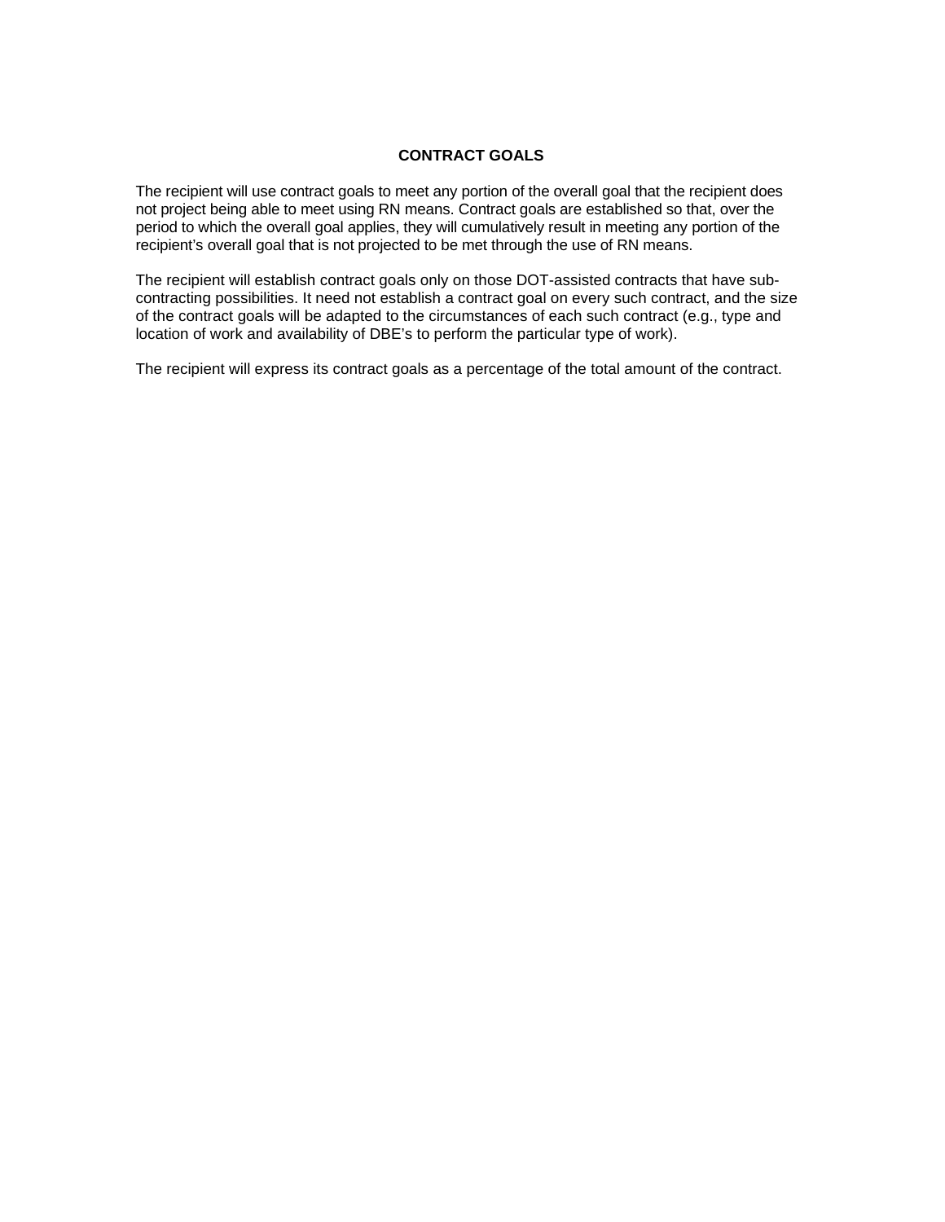## CONTRACT GOALS

The recipient will use contract goals to meet any portion of the overall goal that the recipient does not project being able to meet using RN means. Contract goals are established so that, over the period to which the overall goal applies, they will cumulatively result in meeting any portion of the recipient's overall goal that is not projected to be met through the use of RN means.

The recipient will establish contract goals only on those DOT-assisted contracts that have sub-contracting possibilities. It need not establish a contract goal on every such contract, and the size of the contract goals will be adapted to the circumstances of each such contract (e.g., type and location of work and availability of DBE's to perform the particular type of work).

The recipient will express its contract goals as a percentage of the total amount of the contract.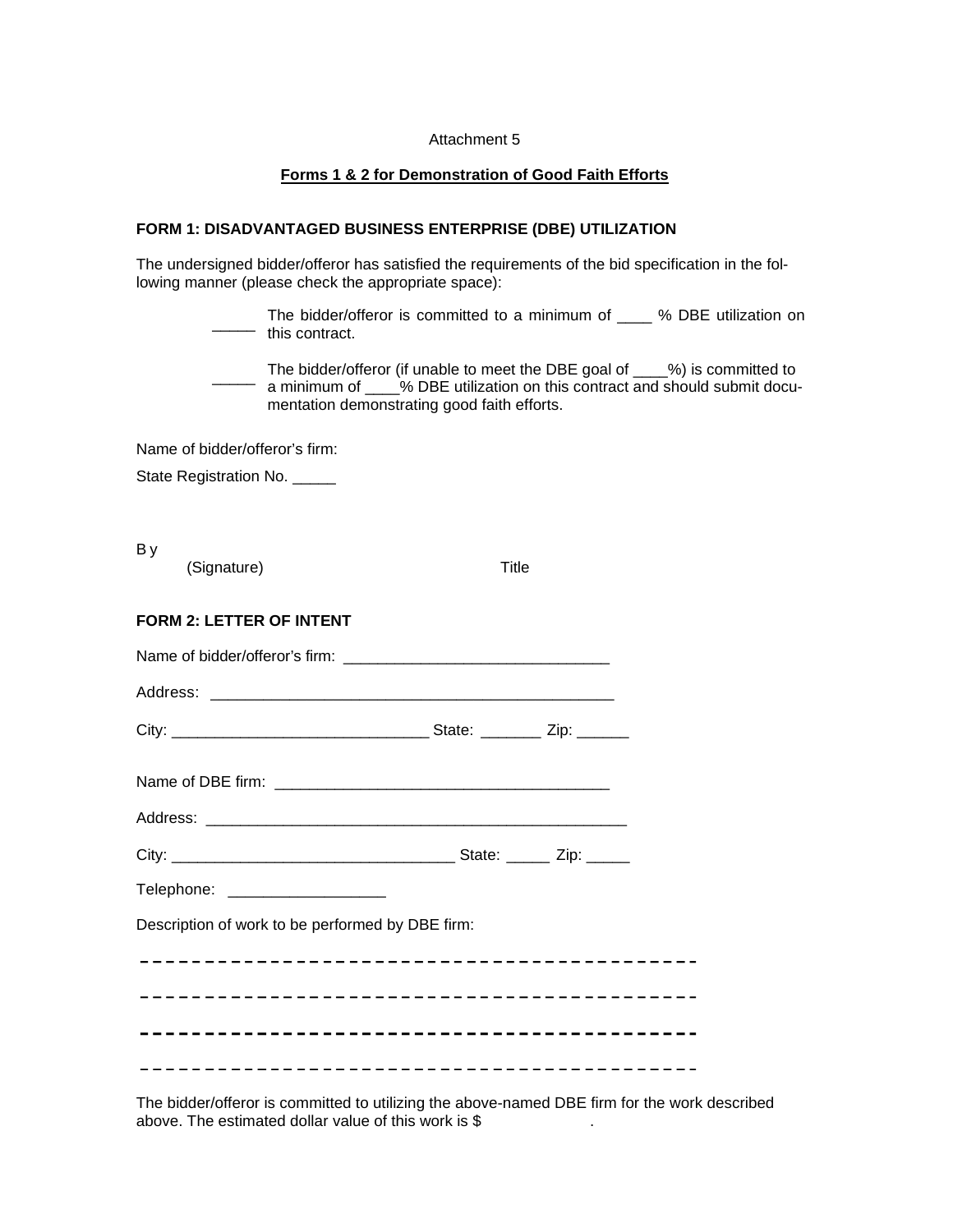Attachment 5

**Forms 1 & 2 for Demonstration of Good Faith Efforts**

**FORM 1: DISADVANTAGED BUSINESS ENTERPRISE (DBE) UTILIZATION**

The undersigned bidder/offeror has satisfied the requirements of the bid specification in the following manner (please check the appropriate space):

_____ The bidder/offeror is committed to a minimum of ____ % DBE utilization on this contract.

_____ The bidder/offeror (if unable to meet the DBE goal of ____%) is committed to a minimum of ____% DBE utilization on this contract and should submit documentation demonstrating good faith efforts.

Name of bidder/offeror's firm:

State Registration No. _____

By

(Signature) Title

**FORM 2: LETTER OF INTENT**

Name of bidder/offeror's firm: ______________________________

Address: ____________________________________________

City: ____________________________ State: _______ Zip: ______

Name of DBE firm: _____________________________________

Address: _______________________________________________

City: _______________________________ State: _____ Zip: _____

Telephone: _________________

Description of work to be performed by DBE firm:

-------------------------------------------

-------------------------------------------

-------------------------------------------

-------------------------------------------

The bidder/offeror is committed to utilizing the above-named DBE firm for the work described above. The estimated dollar value of this work is $ .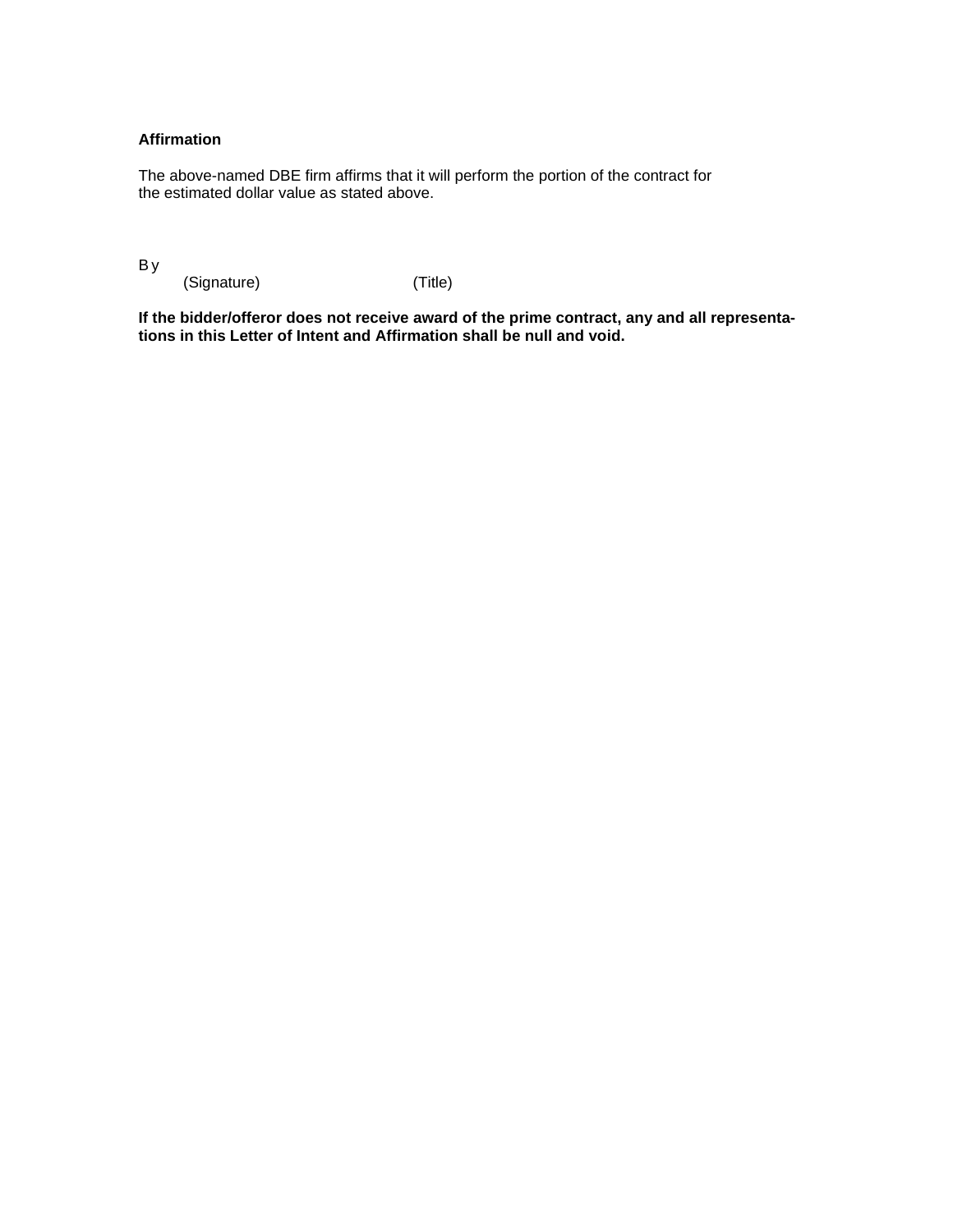**Affirmation**

The above-named DBE firm affirms that it will perform the portion of the contract for the estimated dollar value as stated above.

By

(Signature) (Title)

**If the bidder/offeror does not receive award of the prime contract, any and all representations in this Letter of Intent and Affirmation shall be null and void.**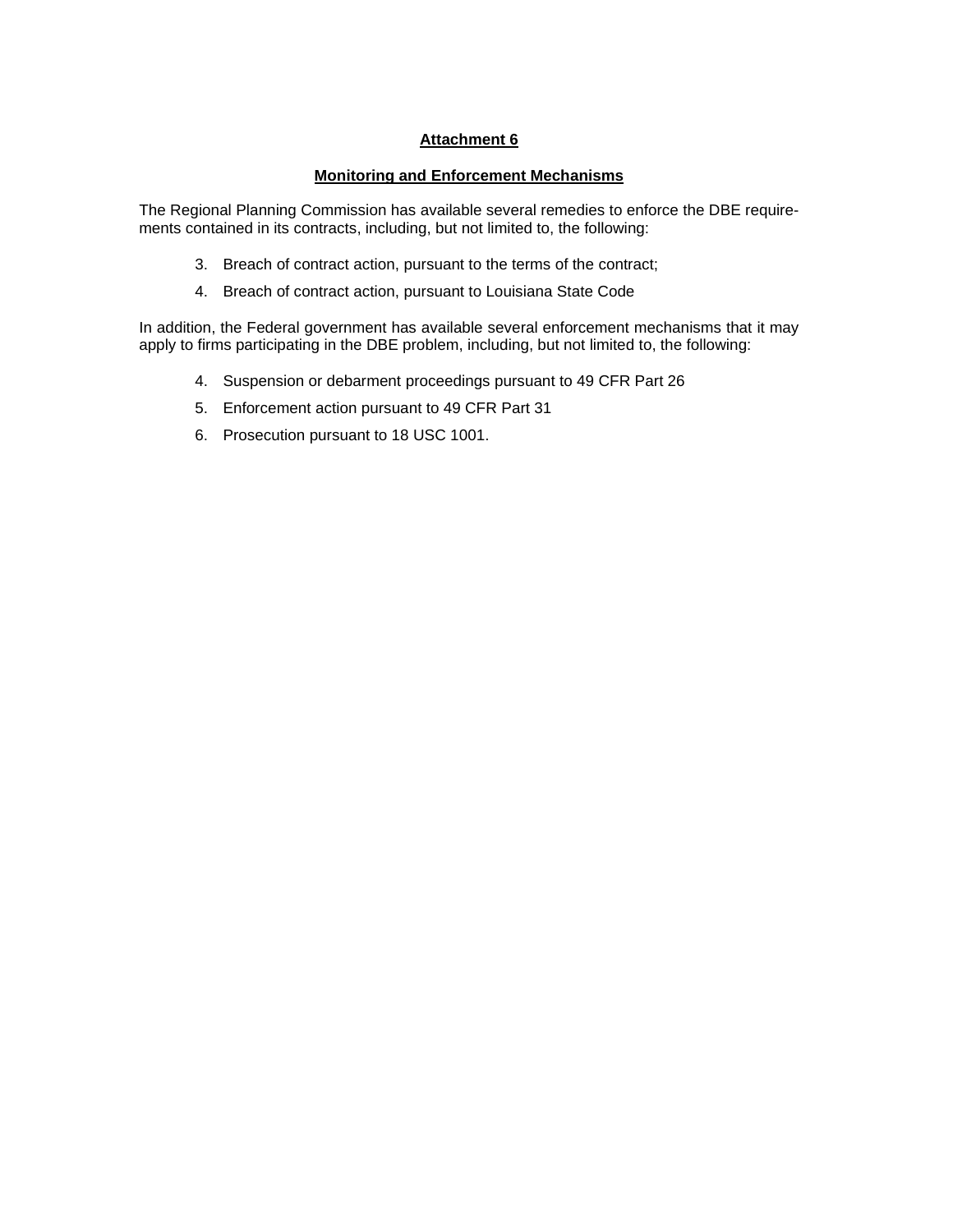**Attachment 6**

**Monitoring and Enforcement Mechanisms**

The Regional Planning Commission has available several remedies to enforce the DBE requirements contained in its contracts, including, but not limited to, the following:

3. Breach of contract action, pursuant to the terms of the contract;
4. Breach of contract action, pursuant to Louisiana State Code

In addition, the Federal government has available several enforcement mechanisms that it may apply to firms participating in the DBE problem, including, but not limited to, the following:

4. Suspension or debarment proceedings pursuant to 49 CFR Part 26
5. Enforcement action pursuant to 49 CFR Part 31
6. Prosecution pursuant to 18 USC 1001.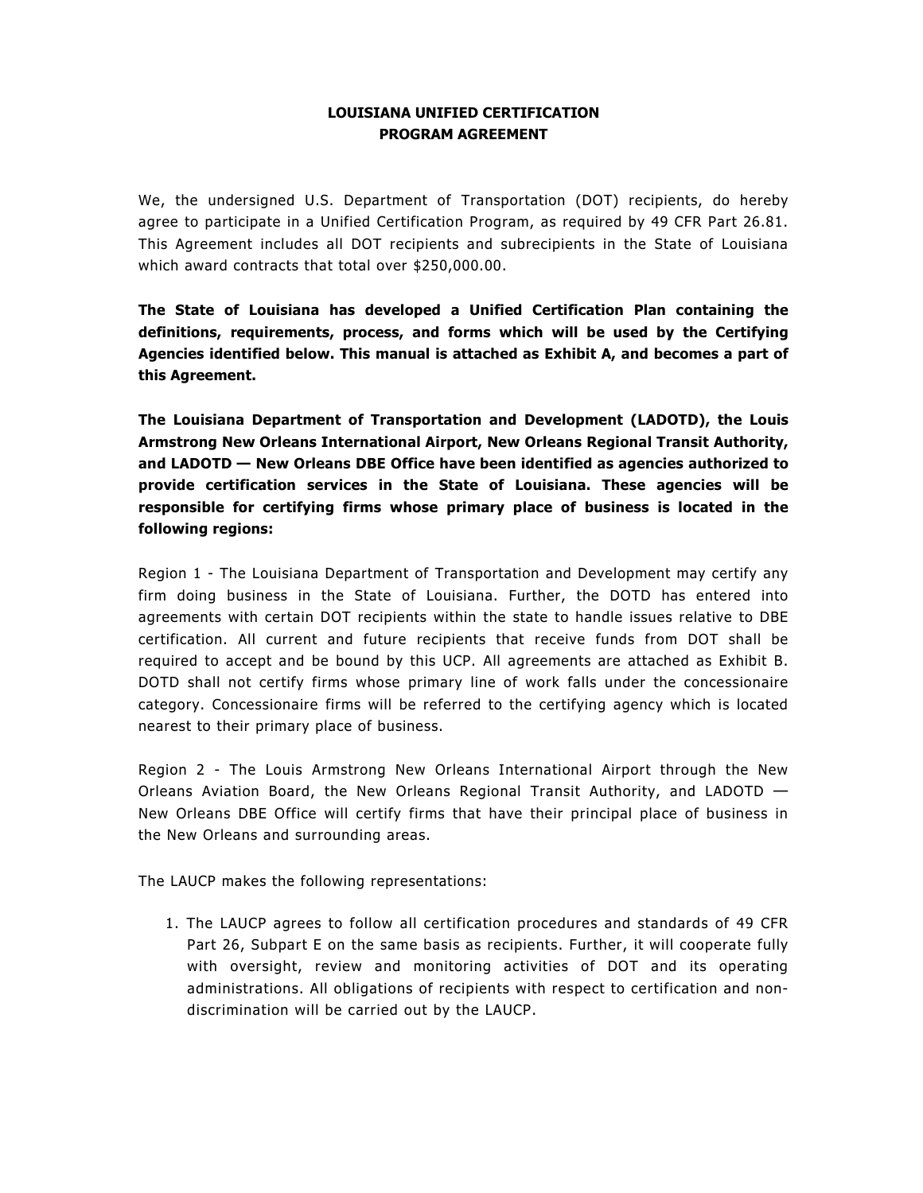# LOUISIANA UNIFIED CERTIFICATION PROGRAM AGREEMENT

We, the undersigned U.S. Department of Transportation (DOT) recipients, do hereby agree to participate in a Unified Certification Program, as required by 49 CFR Part 26.81. This Agreement includes all DOT recipients and subrecipients in the State of Louisiana which award contracts that total over $250,000.00.

**The State of Louisiana has developed a Unified Certification Plan containing the definitions, requirements, process, and forms which will be used by the Certifying Agencies identified below. This manual is attached as Exhibit A, and becomes a part of this Agreement.**

**The Louisiana Department of Transportation and Development (LADOTD), the Louis Armstrong New Orleans International Airport, New Orleans Regional Transit Authority, and LADOTD — New Orleans DBE Office have been identified as agencies authorized to provide certification services in the State of Louisiana. These agencies will be responsible for certifying firms whose primary place of business is located in the following regions:**

Region 1 - The Louisiana Department of Transportation and Development may certify any firm doing business in the State of Louisiana. Further, the DOTD has entered into agreements with certain DOT recipients within the state to handle issues relative to DBE certification. All current and future recipients that receive funds from DOT shall be required to accept and be bound by this UCP. All agreements are attached as Exhibit B. DOTD shall not certify firms whose primary line of work falls under the concessionaire category. Concessionaire firms will be referred to the certifying agency which is located nearest to their primary place of business.

Region 2 - The Louis Armstrong New Orleans International Airport through the New Orleans Aviation Board, the New Orleans Regional Transit Authority, and LADOTD — New Orleans DBE Office will certify firms that have their principal place of business in the New Orleans and surrounding areas.

The LAUCP makes the following representations:

1. The LAUCP agrees to follow all certification procedures and standards of 49 CFR Part 26, Subpart E on the same basis as recipients. Further, it will cooperate fully with oversight, review and monitoring activities of DOT and its operating administrations. All obligations of recipients with respect to certification and non-discrimination will be carried out by the LAUCP.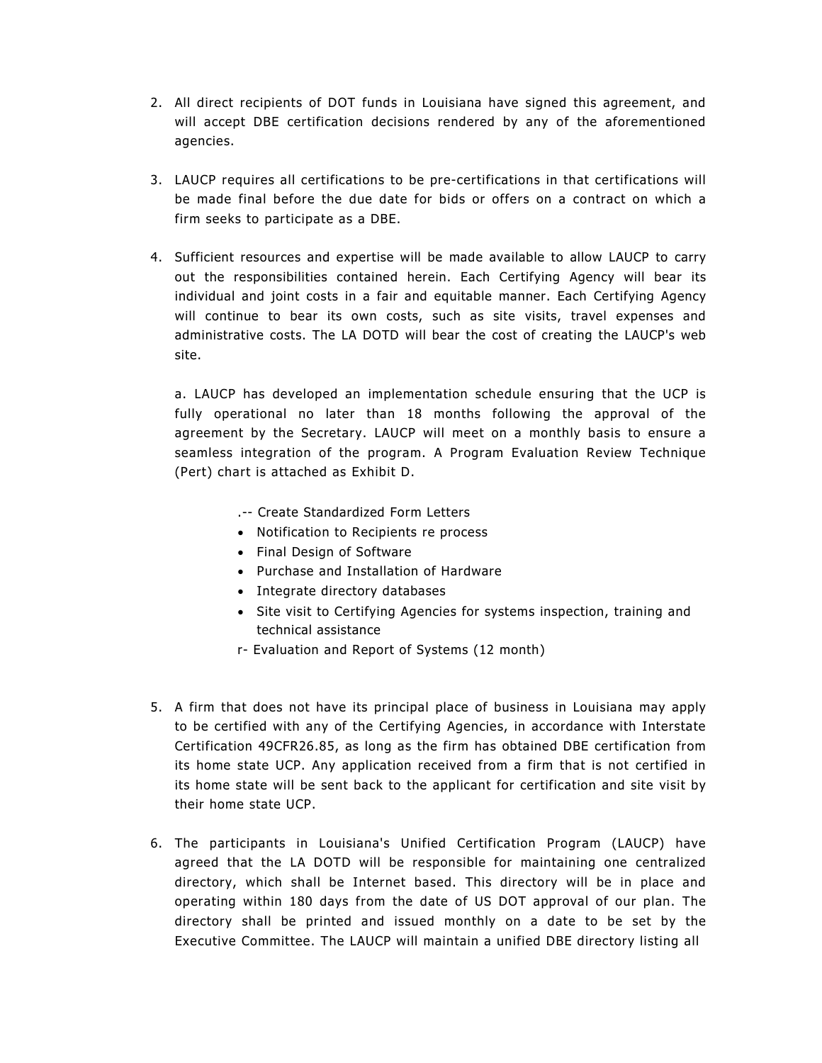2. All direct recipients of DOT funds in Louisiana have signed this agreement, and will accept DBE certification decisions rendered by any of the aforementioned agencies.

3. LAUCP requires all certifications to be pre-certifications in that certifications will be made final before the due date for bids or offers on a contract on which a firm seeks to participate as a DBE.

4. Sufficient resources and expertise will be made available to allow LAUCP to carry out the responsibilities contained herein. Each Certifying Agency will bear its individual and joint costs in a fair and equitable manner. Each Certifying Agency will continue to bear its own costs, such as site visits, travel expenses and administrative costs. The LA DOTD will bear the cost of creating the LAUCP's web site.

   a. LAUCP has developed an implementation schedule ensuring that the UCP is fully operational no later than 18 months following the approval of the agreement by the Secretary. LAUCP will meet on a monthly basis to ensure a seamless integration of the program. A Program Evaluation Review Technique (Pert) chart is attached as Exhibit D.

   .-- Create Standardized Form Letters
   - Notification to Recipients re process
   - Final Design of Software
   - Purchase and Installation of Hardware
   - Integrate directory databases
   - Site visit to Certifying Agencies for systems inspection, training and technical assistance

   r- Evaluation and Report of Systems (12 month)

5. A firm that does not have its principal place of business in Louisiana may apply to be certified with any of the Certifying Agencies, in accordance with Interstate Certification 49CFR26.85, as long as the firm has obtained DBE certification from its home state UCP. Any application received from a firm that is not certified in its home state will be sent back to the applicant for certification and site visit by their home state UCP.

6. The participants in Louisiana's Unified Certification Program (LAUCP) have agreed that the LA DOTD will be responsible for maintaining one centralized directory, which shall be Internet based. This directory will be in place and operating within 180 days from the date of US DOT approval of our plan. The directory shall be printed and issued monthly on a date to be set by the Executive Committee. The LAUCP will maintain a unified DBE directory listing all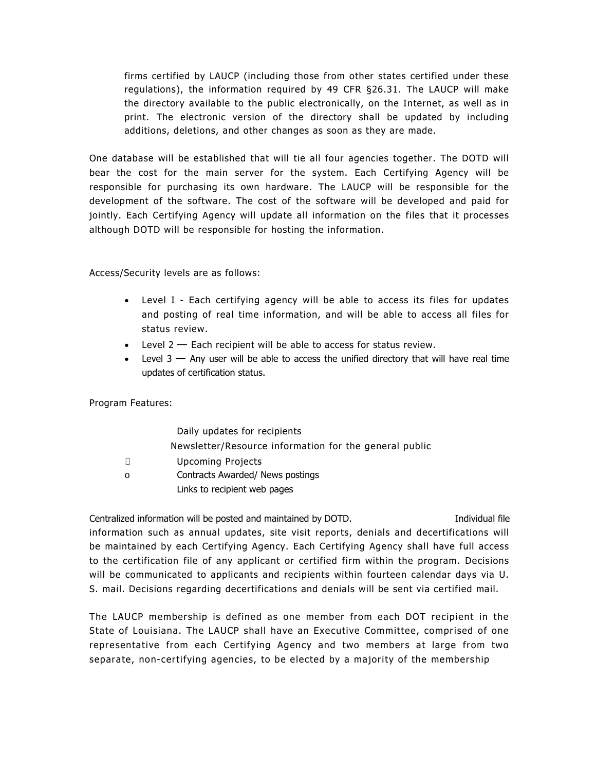firms certified by LAUCP (including those from other states certified under these regulations), the information required by 49 CFR §26.31. The LAUCP will make the directory available to the public electronically, on the Internet, as well as in print. The electronic version of the directory shall be updated by including additions, deletions, and other changes as soon as they are made.

One database will be established that will tie all four agencies together. The DOTD will bear the cost for the main server for the system. Each Certifying Agency will be responsible for purchasing its own hardware. The LAUCP will be responsible for the development of the software. The cost of the software will be developed and paid for jointly. Each Certifying Agency will update all information on the files that it processes although DOTD will be responsible for hosting the information.

Access/Security levels are as follows:

- Level I - Each certifying agency will be able to access its files for updates and posting of real time information, and will be able to access all files for status review.
- Level 2 — Each recipient will be able to access for status review.
- Level 3 — Any user will be able to access the unified directory that will have real time updates of certification status.

Program Features:

- Daily updates for recipients
- Newsletter/Resource information for the general public
  - Upcoming Projects
  - Contracts Awarded/ News postings
  - Links to recipient web pages

Centralized information will be posted and maintained by DOTD. Individual file information such as annual updates, site visit reports, denials and decertifications will be maintained by each Certifying Agency. Each Certifying Agency shall have full access to the certification file of any applicant or certified firm within the program. Decisions will be communicated to applicants and recipients within fourteen calendar days via U. S. mail. Decisions regarding decertifications and denials will be sent via certified mail.

The LAUCP membership is defined as one member from each DOT recipient in the State of Louisiana. The LAUCP shall have an Executive Committee, comprised of one representative from each Certifying Agency and two members at large from two separate, non-certifying agencies, to be elected by a majority of the membership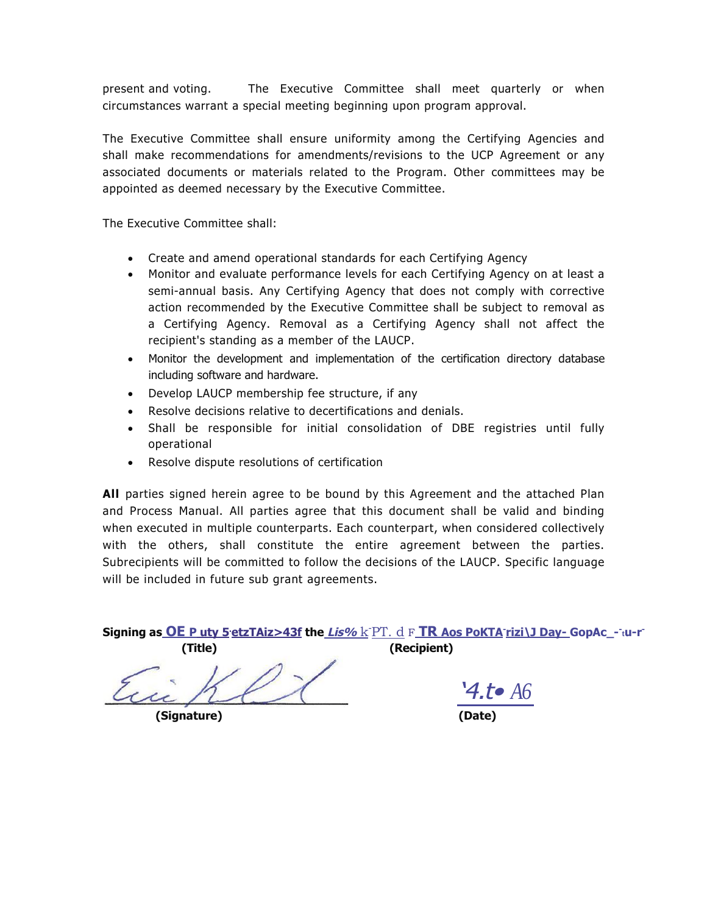present and voting. The Executive Committee shall meet quarterly or when circumstances warrant a special meeting beginning upon program approval.

The Executive Committee shall ensure uniformity among the Certifying Agencies and shall make recommendations for amendments/revisions to the UCP Agreement or any associated documents or materials related to the Program. Other committees may be appointed as deemed necessary by the Executive Committee.

The Executive Committee shall:

- Create and amend operational standards for each Certifying Agency
- Monitor and evaluate performance levels for each Certifying Agency on at least a semi-annual basis. Any Certifying Agency that does not comply with corrective action recommended by the Executive Committee shall be subject to removal as a Certifying Agency. Removal as a Certifying Agency shall not affect the recipient's standing as a member of the LAUCP.
- Monitor the development and implementation of the certification directory database including software and hardware.
- Develop LAUCP membership fee structure, if any
- Resolve decisions relative to decertifications and denials.
- Shall be responsible for initial consolidation of DBE registries until fully operational
- Resolve dispute resolutions of certification

**All** parties signed herein agree to be bound by this Agreement and the attached Plan and Process Manual. All parties agree that this document shall be valid and binding when executed in multiple counterparts. Each counterpart, when considered collectively with the others, shall constitute the entire agreement between the parties. Subrecipients will be committed to follow the decisions of the LAUCP. Specific language will be included in future sub grant agreements.

**Signing as** OE P uty 5etzTAiz>43f **the** Lis% kPT. d F TR Aos PoKTA rizi\J Day- GopAc_-u-r
**(Title)** **(Recipient)**

_______________ '4.t• A6
**(Signature)** **(Date)**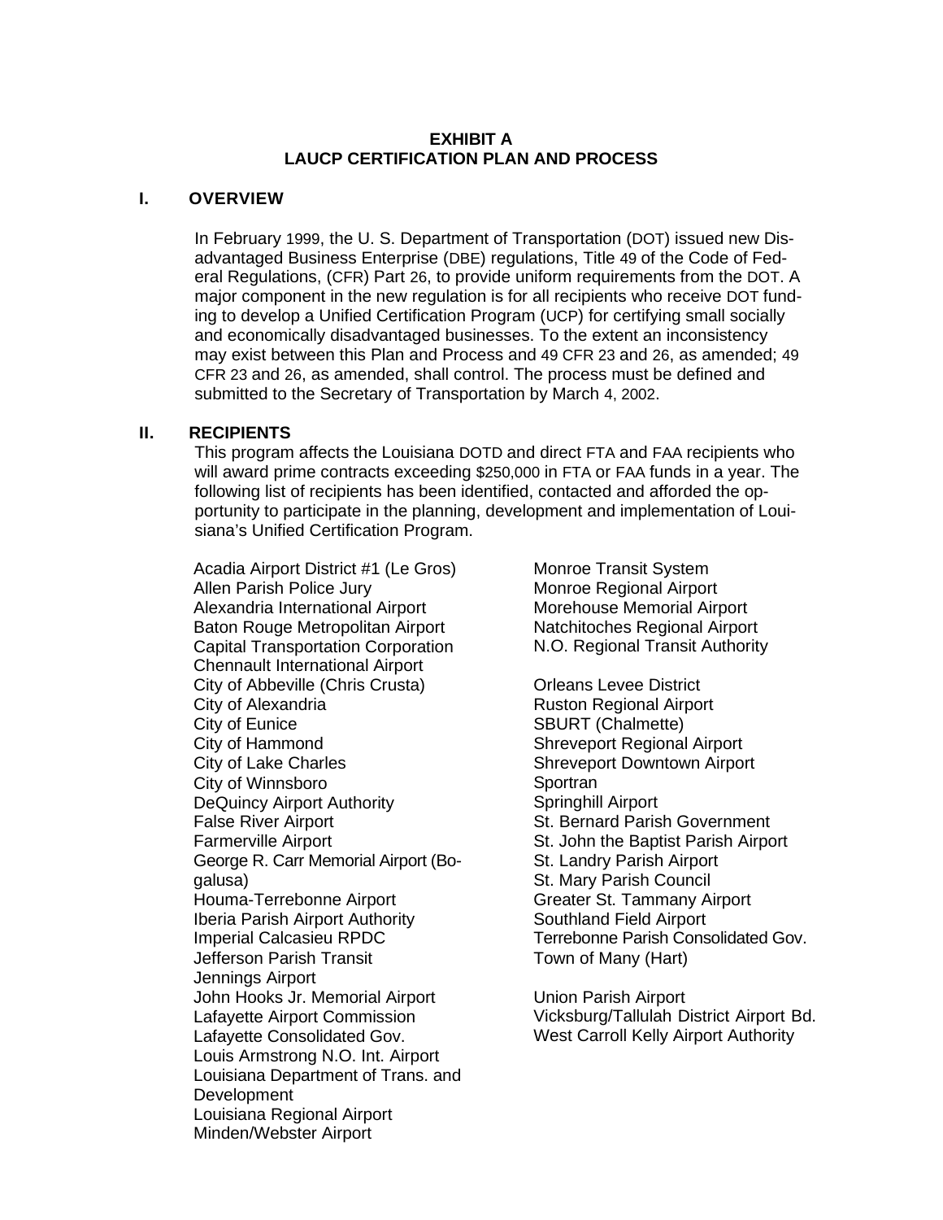**EXHIBIT A**
**LAUCP CERTIFICATION PLAN AND PROCESS**

## I. OVERVIEW

In February 1999, the U. S. Department of Transportation (DOT) issued new Disadvantaged Business Enterprise (DBE) regulations, Title 49 of the Code of Federal Regulations, (CFR) Part 26, to provide uniform requirements from the DOT. A major component in the new regulation is for all recipients who receive DOT funding to develop a Unified Certification Program (UCP) for certifying small socially and economically disadvantaged businesses. To the extent an inconsistency may exist between this Plan and Process and 49 CFR 23 and 26, as amended; 49 CFR 23 and 26, as amended, shall control. The process must be defined and submitted to the Secretary of Transportation by March 4, 2002.

## II. RECIPIENTS

This program affects the Louisiana DOTD and direct FTA and FAA recipients who will award prime contracts exceeding $250,000 in FTA or FAA funds in a year. The following list of recipients has been identified, contacted and afforded the opportunity to participate in the planning, development and implementation of Louisiana's Unified Certification Program.

Acadia Airport District #1 (Le Gros)
Allen Parish Police Jury
Alexandria International Airport
Baton Rouge Metropolitan Airport
Capital Transportation Corporation
Chennault International Airport
City of Abbeville (Chris Crusta)
City of Alexandria
City of Eunice
City of Hammond
City of Lake Charles
City of Winnsboro
DeQuincy Airport Authority
False River Airport
Farmerville Airport
George R. Carr Memorial Airport (Bogalusa)
Houma-Terrebonne Airport
Iberia Parish Airport Authority
Imperial Calcasieu RPDC
Jefferson Parish Transit
Jennings Airport
John Hooks Jr. Memorial Airport
Lafayette Airport Commission
Lafayette Consolidated Gov.
Louis Armstrong N.O. Int. Airport
Louisiana Department of Trans. and Development
Louisiana Regional Airport
Minden/Webster Airport
Monroe Transit System
Monroe Regional Airport
Morehouse Memorial Airport
Natchitoches Regional Airport
N.O. Regional Transit Authority

Orleans Levee District
Ruston Regional Airport
SBURT (Chalmette)
Shreveport Regional Airport
Shreveport Downtown Airport
Sportran
Springhill Airport
St. Bernard Parish Government
St. John the Baptist Parish Airport
St. Landry Parish Airport
St. Mary Parish Council
Greater St. Tammany Airport
Southland Field Airport
Terrebonne Parish Consolidated Gov.
Town of Many (Hart)

Union Parish Airport
Vicksburg/Tallulah District Airport Bd.
West Carroll Kelly Airport Authority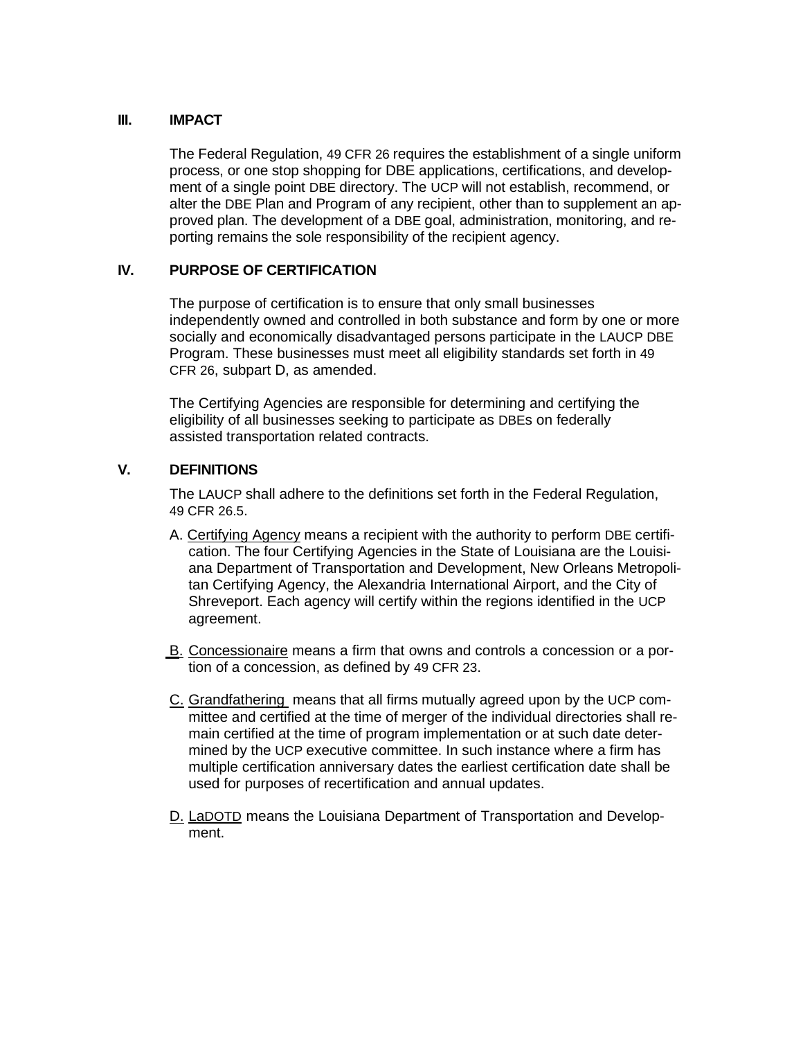## III. IMPACT

The Federal Regulation, 49 CFR 26 requires the establishment of a single uniform process, or one stop shopping for DBE applications, certifications, and development of a single point DBE directory. The UCP will not establish, recommend, or alter the DBE Plan and Program of any recipient, other than to supplement an approved plan. The development of a DBE goal, administration, monitoring, and reporting remains the sole responsibility of the recipient agency.

## IV. PURPOSE OF CERTIFICATION

The purpose of certification is to ensure that only small businesses independently owned and controlled in both substance and form by one or more socially and economically disadvantaged persons participate in the LAUCP DBE Program. These businesses must meet all eligibility standards set forth in 49 CFR 26, subpart D, as amended.

The Certifying Agencies are responsible for determining and certifying the eligibility of all businesses seeking to participate as DBEs on federally assisted transportation related contracts.

## V. DEFINITIONS

The LAUCP shall adhere to the definitions set forth in the Federal Regulation, 49 CFR 26.5.

A. Certifying Agency means a recipient with the authority to perform DBE certification. The four Certifying Agencies in the State of Louisiana are the Louisiana Department of Transportation and Development, New Orleans Metropolitan Certifying Agency, the Alexandria International Airport, and the City of Shreveport. Each agency will certify within the regions identified in the UCP agreement.

B. Concessionaire means a firm that owns and controls a concession or a portion of a concession, as defined by 49 CFR 23.

C. Grandfathering means that all firms mutually agreed upon by the UCP committee and certified at the time of merger of the individual directories shall remain certified at the time of program implementation or at such date determined by the UCP executive committee. In such instance where a firm has multiple certification anniversary dates the earliest certification date shall be used for purposes of recertification and annual updates.

D. LaDOTD means the Louisiana Department of Transportation and Development.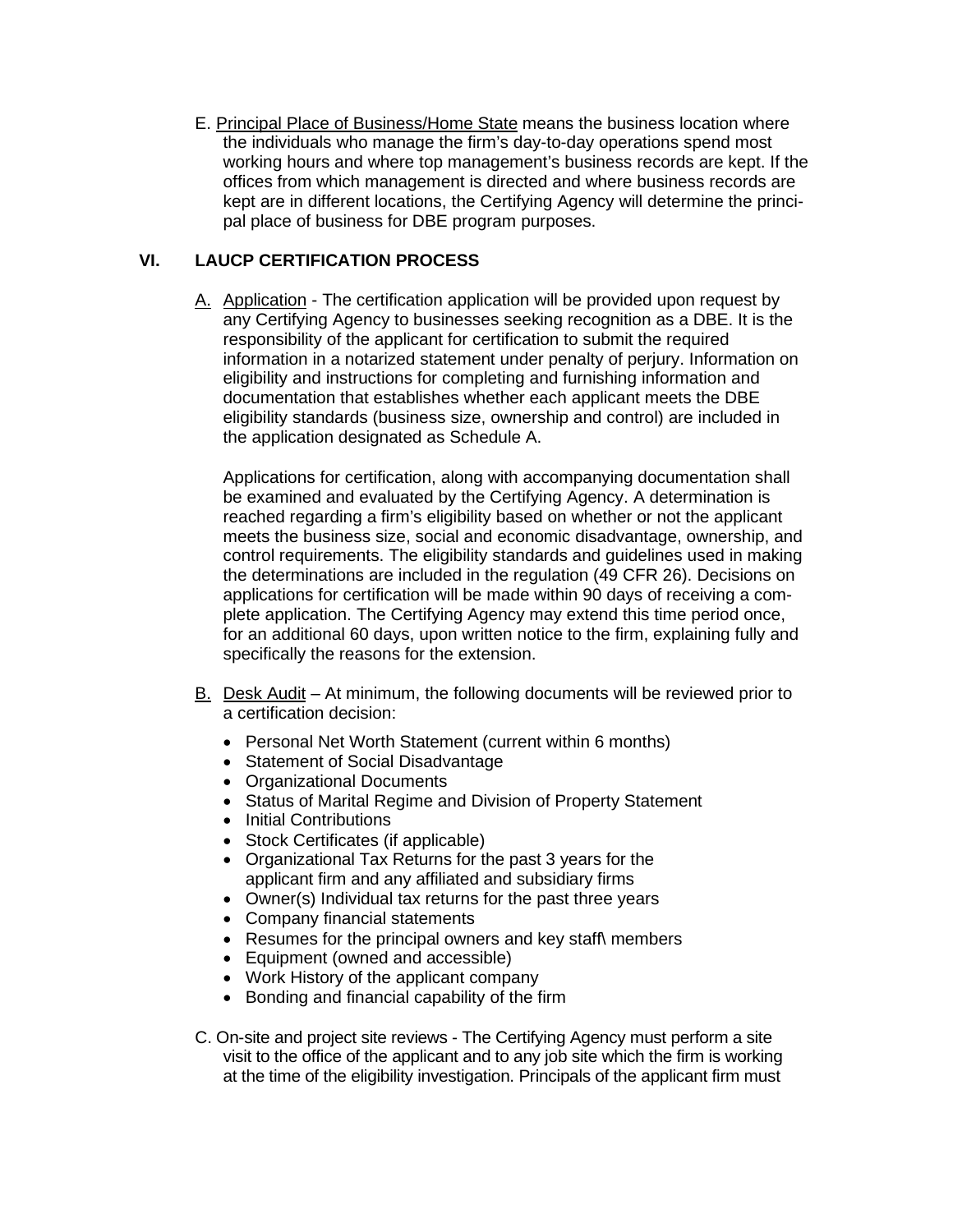E. Principal Place of Business/Home State means the business location where the individuals who manage the firm's day-to-day operations spend most working hours and where top management's business records are kept. If the offices from which management is directed and where business records are kept are in different locations, the Certifying Agency will determine the principal place of business for DBE program purposes.

## VI. LAUCP CERTIFICATION PROCESS

A. Application - The certification application will be provided upon request by any Certifying Agency to businesses seeking recognition as a DBE. It is the responsibility of the applicant for certification to submit the required information in a notarized statement under penalty of perjury. Information on eligibility and instructions for completing and furnishing information and documentation that establishes whether each applicant meets the DBE eligibility standards (business size, ownership and control) are included in the application designated as Schedule A.

Applications for certification, along with accompanying documentation shall be examined and evaluated by the Certifying Agency. A determination is reached regarding a firm's eligibility based on whether or not the applicant meets the business size, social and economic disadvantage, ownership, and control requirements. The eligibility standards and guidelines used in making the determinations are included in the regulation (49 CFR 26). Decisions on applications for certification will be made within 90 days of receiving a complete application. The Certifying Agency may extend this time period once, for an additional 60 days, upon written notice to the firm, explaining fully and specifically the reasons for the extension.

B. Desk Audit – At minimum, the following documents will be reviewed prior to a certification decision:

- Personal Net Worth Statement (current within 6 months)
- Statement of Social Disadvantage
- Organizational Documents
- Status of Marital Regime and Division of Property Statement
- Initial Contributions
- Stock Certificates (if applicable)
- Organizational Tax Returns for the past 3 years for the applicant firm and any affiliated and subsidiary firms
- Owner(s) Individual tax returns for the past three years
- Company financial statements
- Resumes for the principal owners and key staff\ members
- Equipment (owned and accessible)
- Work History of the applicant company
- Bonding and financial capability of the firm

C. On-site and project site reviews - The Certifying Agency must perform a site visit to the office of the applicant and to any job site which the firm is working at the time of the eligibility investigation. Principals of the applicant firm must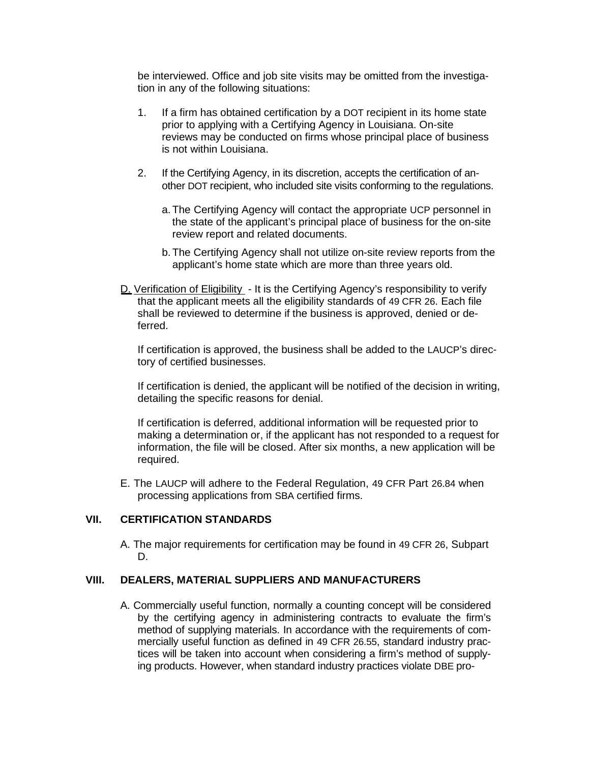be interviewed. Office and job site visits may be omitted from the investigation in any of the following situations:

1. If a firm has obtained certification by a DOT recipient in its home state prior to applying with a Certifying Agency in Louisiana. On-site reviews may be conducted on firms whose principal place of business is not within Louisiana.

2. If the Certifying Agency, in its discretion, accepts the certification of another DOT recipient, who included site visits conforming to the regulations.

   a. The Certifying Agency will contact the appropriate UCP personnel in the state of the applicant's principal place of business for the on-site review report and related documents.

   b. The Certifying Agency shall not utilize on-site review reports from the applicant's home state which are more than three years old.

D. Verification of Eligibility - It is the Certifying Agency's responsibility to verify that the applicant meets all the eligibility standards of 49 CFR 26. Each file shall be reviewed to determine if the business is approved, denied or deferred.

If certification is approved, the business shall be added to the LAUCP's directory of certified businesses.

If certification is denied, the applicant will be notified of the decision in writing, detailing the specific reasons for denial.

If certification is deferred, additional information will be requested prior to making a determination or, if the applicant has not responded to a request for information, the file will be closed. After six months, a new application will be required.

E. The LAUCP will adhere to the Federal Regulation, 49 CFR Part 26.84 when processing applications from SBA certified firms.

## VII. CERTIFICATION STANDARDS

A. The major requirements for certification may be found in 49 CFR 26, Subpart D.

## VIII. DEALERS, MATERIAL SUPPLIERS AND MANUFACTURERS

A. Commercially useful function, normally a counting concept will be considered by the certifying agency in administering contracts to evaluate the firm's method of supplying materials. In accordance with the requirements of commercially useful function as defined in 49 CFR 26.55, standard industry practices will be taken into account when considering a firm's method of supplying products. However, when standard industry practices violate DBE pro-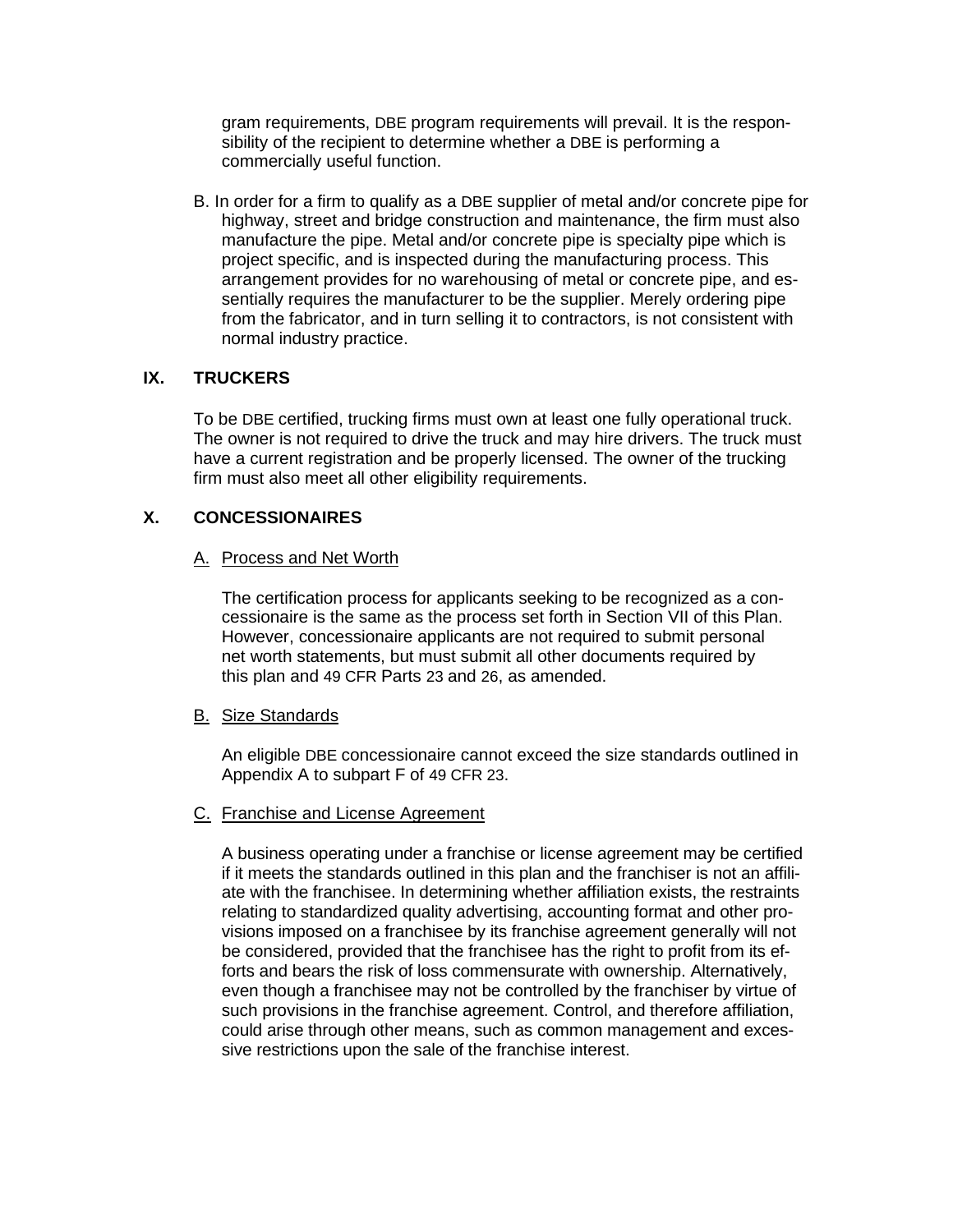gram requirements, DBE program requirements will prevail. It is the responsibility of the recipient to determine whether a DBE is performing a commercially useful function.

B. In order for a firm to qualify as a DBE supplier of metal and/or concrete pipe for highway, street and bridge construction and maintenance, the firm must also manufacture the pipe. Metal and/or concrete pipe is specialty pipe which is project specific, and is inspected during the manufacturing process. This arrangement provides for no warehousing of metal or concrete pipe, and essentially requires the manufacturer to be the supplier. Merely ordering pipe from the fabricator, and in turn selling it to contractors, is not consistent with normal industry practice.

## IX. TRUCKERS

To be DBE certified, trucking firms must own at least one fully operational truck. The owner is not required to drive the truck and may hire drivers. The truck must have a current registration and be properly licensed. The owner of the trucking firm must also meet all other eligibility requirements.

## X. CONCESSIONAIRES

### A. Process and Net Worth

The certification process for applicants seeking to be recognized as a concessionaire is the same as the process set forth in Section VII of this Plan. However, concessionaire applicants are not required to submit personal net worth statements, but must submit all other documents required by this plan and 49 CFR Parts 23 and 26, as amended.

### B. Size Standards

An eligible DBE concessionaire cannot exceed the size standards outlined in Appendix A to subpart F of 49 CFR 23.

### C. Franchise and License Agreement

A business operating under a franchise or license agreement may be certified if it meets the standards outlined in this plan and the franchiser is not an affiliate with the franchisee. In determining whether affiliation exists, the restraints relating to standardized quality advertising, accounting format and other provisions imposed on a franchisee by its franchise agreement generally will not be considered, provided that the franchisee has the right to profit from its efforts and bears the risk of loss commensurate with ownership. Alternatively, even though a franchisee may not be controlled by the franchiser by virtue of such provisions in the franchise agreement. Control, and therefore affiliation, could arise through other means, such as common management and excessive restrictions upon the sale of the franchise interest.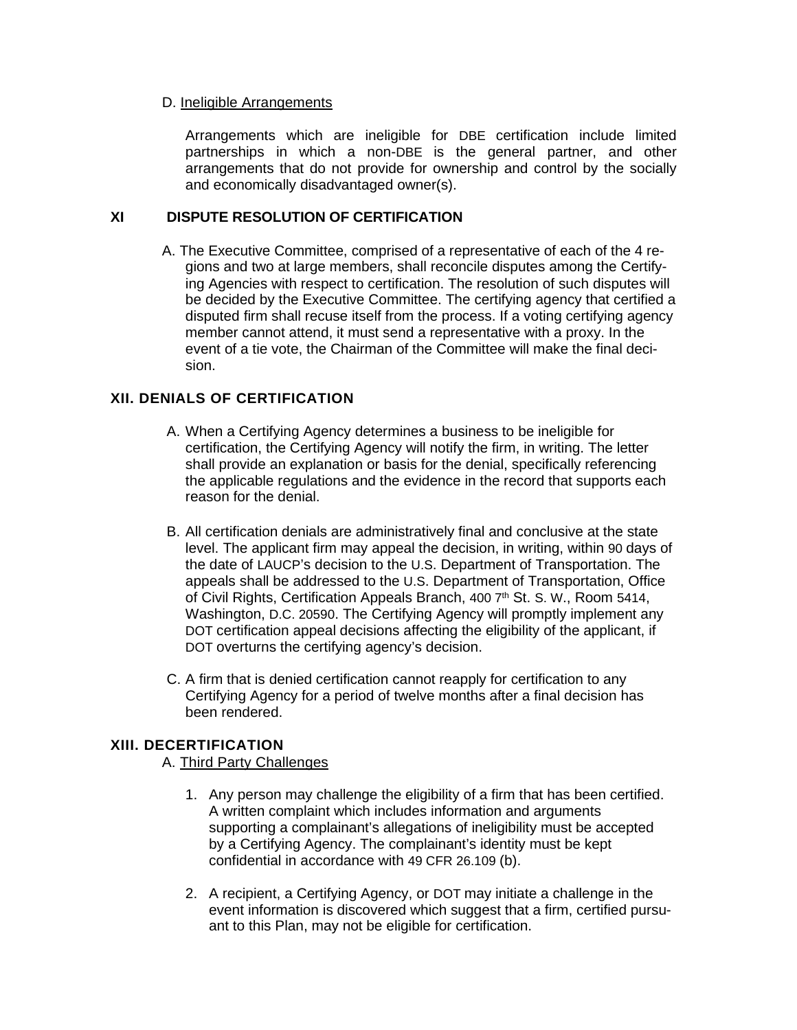D. Ineligible Arrangements

Arrangements which are ineligible for DBE certification include limited partnerships in which a non-DBE is the general partner, and other arrangements that do not provide for ownership and control by the socially and economically disadvantaged owner(s).

## XI DISPUTE RESOLUTION OF CERTIFICATION

A. The Executive Committee, comprised of a representative of each of the 4 regions and two at large members, shall reconcile disputes among the Certifying Agencies with respect to certification. The resolution of such disputes will be decided by the Executive Committee. The certifying agency that certified a disputed firm shall recuse itself from the process. If a voting certifying agency member cannot attend, it must send a representative with a proxy. In the event of a tie vote, the Chairman of the Committee will make the final decision.

## XII. DENIALS OF CERTIFICATION

A. When a Certifying Agency determines a business to be ineligible for certification, the Certifying Agency will notify the firm, in writing. The letter shall provide an explanation or basis for the denial, specifically referencing the applicable regulations and the evidence in the record that supports each reason for the denial.

B. All certification denials are administratively final and conclusive at the state level. The applicant firm may appeal the decision, in writing, within 90 days of the date of LAUCP's decision to the U.S. Department of Transportation. The appeals shall be addressed to the U.S. Department of Transportation, Office of Civil Rights, Certification Appeals Branch, 400 7th St. S. W., Room 5414, Washington, D.C. 20590. The Certifying Agency will promptly implement any DOT certification appeal decisions affecting the eligibility of the applicant, if DOT overturns the certifying agency's decision.

C. A firm that is denied certification cannot reapply for certification to any Certifying Agency for a period of twelve months after a final decision has been rendered.

## XIII. DECERTIFICATION

A. Third Party Challenges

1. Any person may challenge the eligibility of a firm that has been certified. A written complaint which includes information and arguments supporting a complainant's allegations of ineligibility must be accepted by a Certifying Agency. The complainant's identity must be kept confidential in accordance with 49 CFR 26.109 (b).

2. A recipient, a Certifying Agency, or DOT may initiate a challenge in the event information is discovered which suggest that a firm, certified pursuant to this Plan, may not be eligible for certification.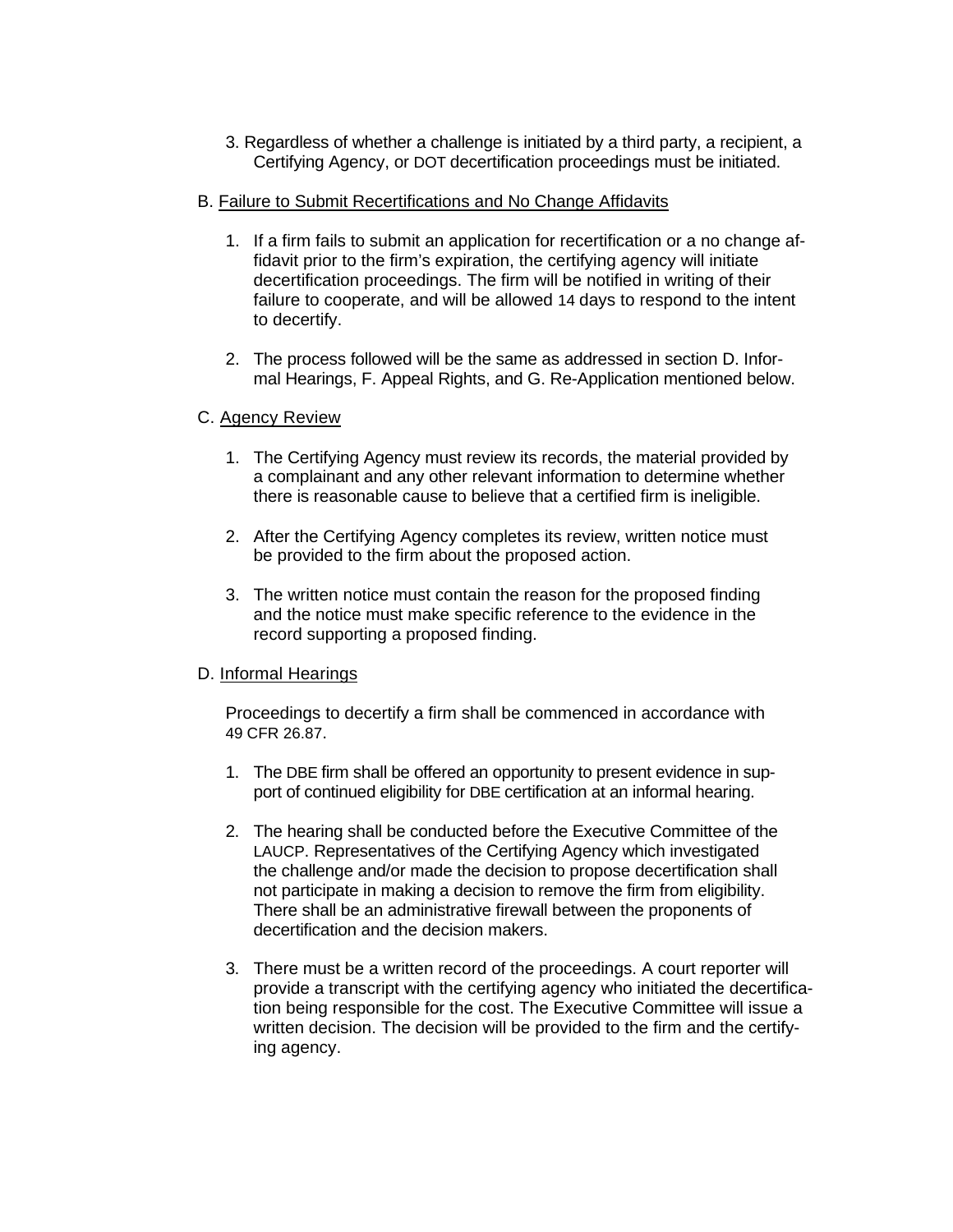3. Regardless of whether a challenge is initiated by a third party, a recipient, a Certifying Agency, or DOT decertification proceedings must be initiated.

B. Failure to Submit Recertifications and No Change Affidavits

1. If a firm fails to submit an application for recertification or a no change affidavit prior to the firm's expiration, the certifying agency will initiate decertification proceedings. The firm will be notified in writing of their failure to cooperate, and will be allowed 14 days to respond to the intent to decertify.

2. The process followed will be the same as addressed in section D. Informal Hearings, F. Appeal Rights, and G. Re-Application mentioned below.

C. Agency Review

1. The Certifying Agency must review its records, the material provided by a complainant and any other relevant information to determine whether there is reasonable cause to believe that a certified firm is ineligible.

2. After the Certifying Agency completes its review, written notice must be provided to the firm about the proposed action.

3. The written notice must contain the reason for the proposed finding and the notice must make specific reference to the evidence in the record supporting a proposed finding.

D. Informal Hearings

Proceedings to decertify a firm shall be commenced in accordance with 49 CFR 26.87.

1. The DBE firm shall be offered an opportunity to present evidence in support of continued eligibility for DBE certification at an informal hearing.

2. The hearing shall be conducted before the Executive Committee of the LAUCP. Representatives of the Certifying Agency which investigated the challenge and/or made the decision to propose decertification shall not participate in making a decision to remove the firm from eligibility. There shall be an administrative firewall between the proponents of decertification and the decision makers.

3. There must be a written record of the proceedings. A court reporter will provide a transcript with the certifying agency who initiated the decertification being responsible for the cost. The Executive Committee will issue a written decision. The decision will be provided to the firm and the certifying agency.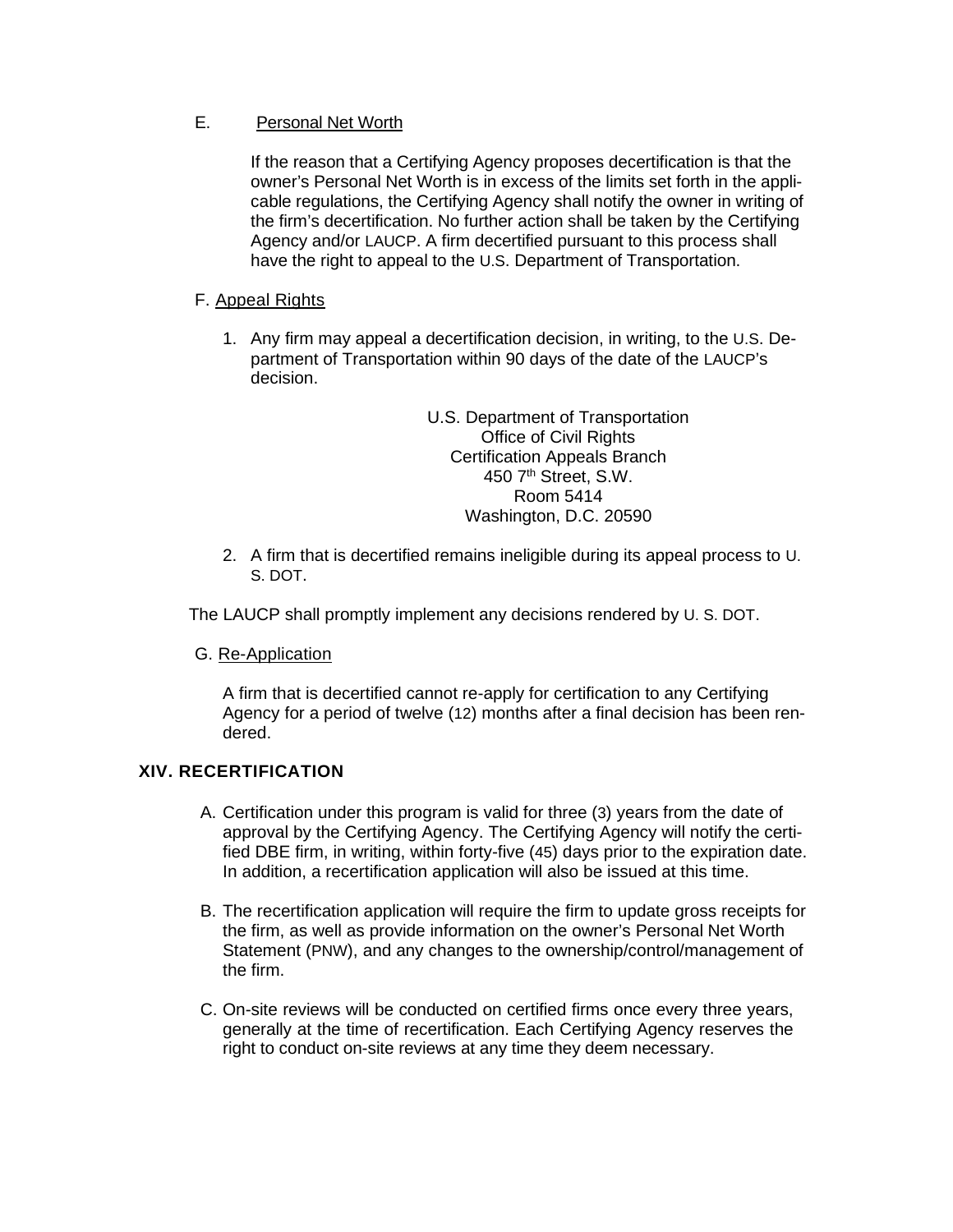E. Personal Net Worth

If the reason that a Certifying Agency proposes decertification is that the owner's Personal Net Worth is in excess of the limits set forth in the applicable regulations, the Certifying Agency shall notify the owner in writing of the firm's decertification. No further action shall be taken by the Certifying Agency and/or LAUCP. A firm decertified pursuant to this process shall have the right to appeal to the U.S. Department of Transportation.

F. Appeal Rights

1. Any firm may appeal a decertification decision, in writing, to the U.S. Department of Transportation within 90 days of the date of the LAUCP's decision.

   U.S. Department of Transportation
   Office of Civil Rights
   Certification Appeals Branch
   450 7th Street, S.W.
   Room 5414
   Washington, D.C. 20590

2. A firm that is decertified remains ineligible during its appeal process to U. S. DOT.

The LAUCP shall promptly implement any decisions rendered by U. S. DOT.

G. Re-Application

A firm that is decertified cannot re-apply for certification to any Certifying Agency for a period of twelve (12) months after a final decision has been rendered.

## XIV. RECERTIFICATION

A. Certification under this program is valid for three (3) years from the date of approval by the Certifying Agency. The Certifying Agency will notify the certified DBE firm, in writing, within forty-five (45) days prior to the expiration date. In addition, a recertification application will also be issued at this time.

B. The recertification application will require the firm to update gross receipts for the firm, as well as provide information on the owner's Personal Net Worth Statement (PNW), and any changes to the ownership/control/management of the firm.

C. On-site reviews will be conducted on certified firms once every three years, generally at the time of recertification. Each Certifying Agency reserves the right to conduct on-site reviews at any time they deem necessary.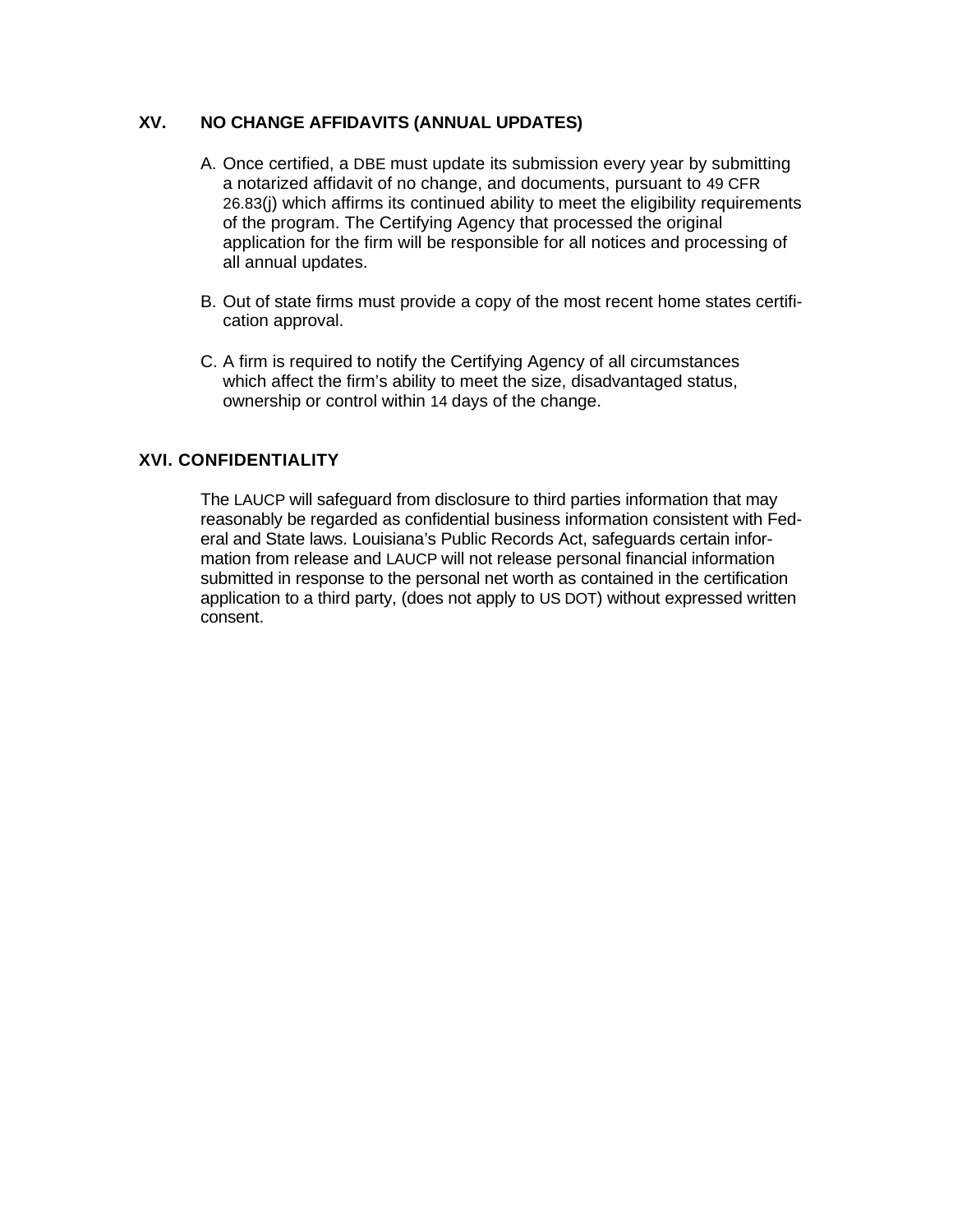## XV. NO CHANGE AFFIDAVITS (ANNUAL UPDATES)

A. Once certified, a DBE must update its submission every year by submitting a notarized affidavit of no change, and documents, pursuant to 49 CFR 26.83(j) which affirms its continued ability to meet the eligibility requirements of the program. The Certifying Agency that processed the original application for the firm will be responsible for all notices and processing of all annual updates.

B. Out of state firms must provide a copy of the most recent home states certification approval.

C. A firm is required to notify the Certifying Agency of all circumstances which affect the firm's ability to meet the size, disadvantaged status, ownership or control within 14 days of the change.

## XVI. CONFIDENTIALITY

The LAUCP will safeguard from disclosure to third parties information that may reasonably be regarded as confidential business information consistent with Federal and State laws. Louisiana's Public Records Act, safeguards certain information from release and LAUCP will not release personal financial information submitted in response to the personal net worth as contained in the certification application to a third party, (does not apply to US DOT) without expressed written consent.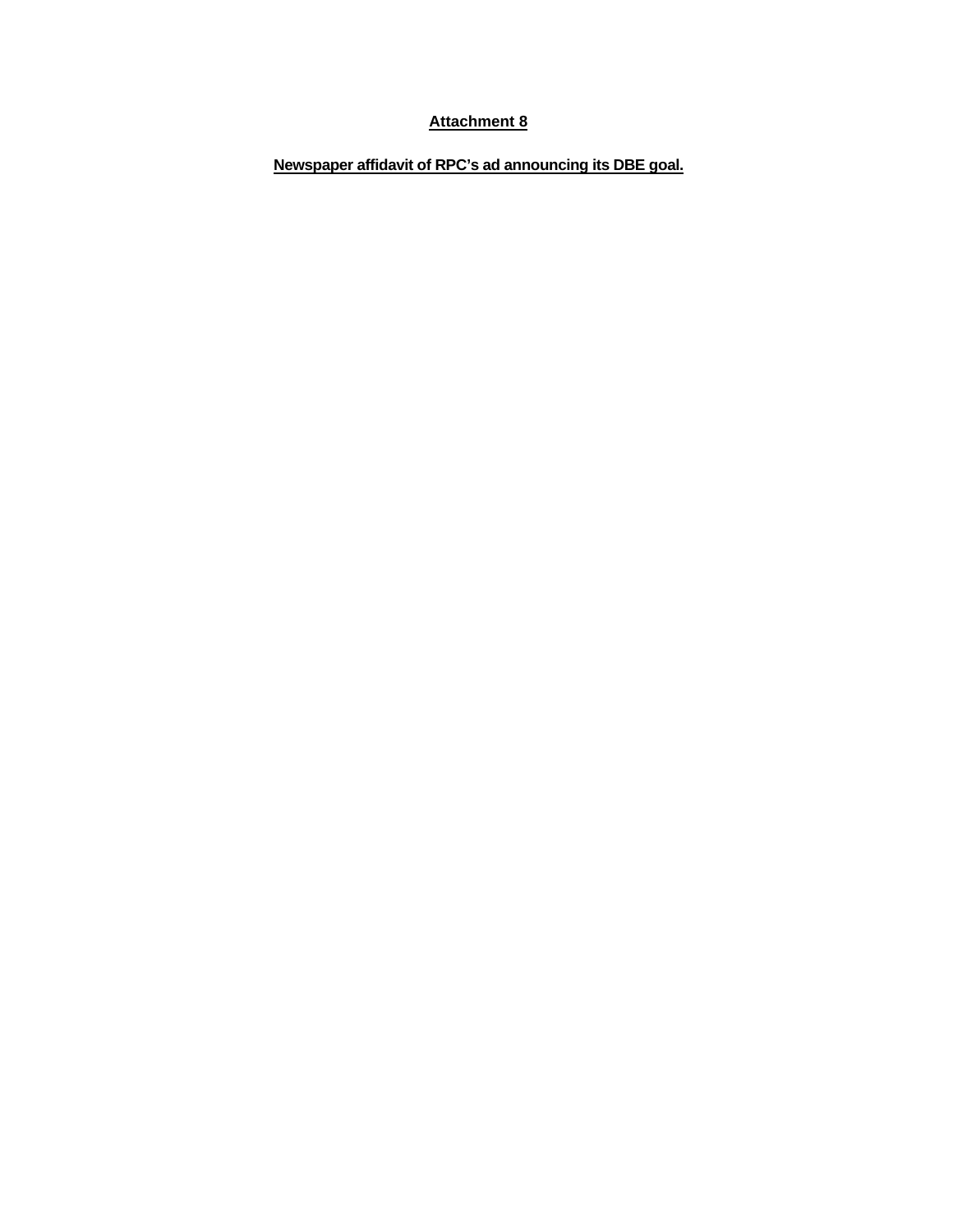**Attachment 8**

**Newspaper affidavit of RPC's ad announcing its DBE goal.**